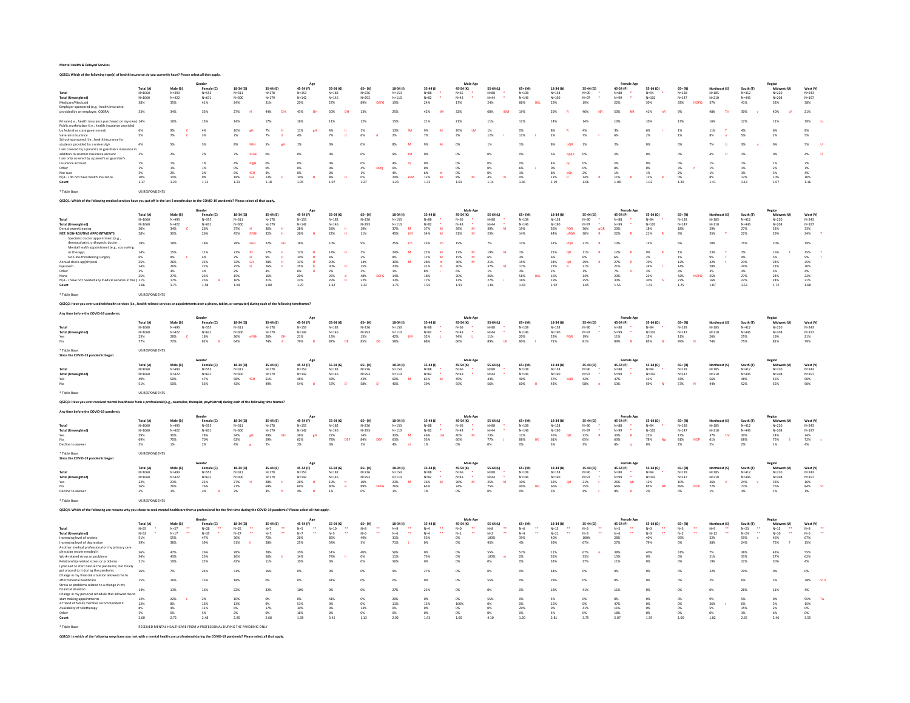**Mental Health & Delayed Services**

**QS2S1: Which of the following type(s) of health insurance do you currently have? Please select all that apply.**

| | | Gender | | Age | | | | | Male Age | | | | | Female Age | | | | | Region | | | |
|---|---|---|---|---|---|---|---|---|---|---|---|---|---|---|---|---|---|---|---|---|---|---|
| | Total (A) | Male (B) | Female (C) | 18-34 (D) | 35-44 (E) | 45-54 (F) | 55-64 (G) | 65+ (H) | 18-34 (I) | 35-44 (J) | 45-54 (K) | 55-64 (L) | 65+ (M) | 18-34 (N) | 35-44 (O) | 45-54 (P) | 55-64 (Q) | 65+ (R) | Northeast (S) | South (T) | Midwest (U) | West (V) |
| Total | N=1060 | N=493 | N=555 | N=311 | N=178 | N=153 | N=182 | N=236 | N=153 | N=88 * | N=65 * | N=88 * | N=108 | N=158 | N=90 * | N=88 * | N=94 * | N=128 | N=185 | N=412 | N=220 | N=243 |
| Total (Unweighted) | N=1060 | N=422 | N=631 | N=300 | N=179 | N=142 | N=146 | N=293 | N=110 | N=82 * | N=43 * | N=44 * | N=146 | N=190 | N=97 * | N=99 * | N=102 | N=147 | N=210 | N=445 | N=208 | N=197 |
| Medicare/Medicaid | 38% | 35% | 41% | 24% | 21% | 20% | 27% | 89% DEFG | 19% | 24% | 17% | 24% | 86% IJKL | 29% | 19% | 22% | 30% | 92% NOPQ | 37% | 41% | 33% | 38% |
| Employer-sponsored insurance (e.g., health insurance provided by an employer, COBRA) | 33% | 34% | 33% | 27% H | 44% DH | 43% DH | 50% DH | 13% | 25% | 42% IM | 32% | 60% IKM | 19% | 29% R | 46% NR | 50% NR | 41% nR | 9% | 48% TV | 30% v | 40% tV | 21% |
| Private (i.e., health insurance purchased on my own) | 14% | 16% | 13% | 14% | 17% | 16% | 11% | 12% | 15% | 21% | 21% | 11% | 12% | 14% | 14% | 13% | 10% | 13% | 16% | 12% | 11% | 19% tu |
| Public marketplace (i.e., health insurance provided by federal or state government) | 6% | 9% C | 4% | 10% gH | 7% H | 11% gH | 4% h | 1% | 13% lM | 9% M | 20% LM | 1% | 0% | 8% R | 4% | 3% | 6% r | 1% | 11% T | 4% | 6% | 8% |
| Veterans insurance | 5% | 7% C | 3% | 2% | 7% d | 4% | 7% d | 6% d | 2% | 9% | 3% | 12% I | 12% I | 2% | 7% r | 6% | 2% | 1% | 8% u | 5% | 2% | 5% |
| School-sponsored (i.e., health insurance for students provided by a university) | 4% | 5% | 3% | 8% FGH | 5% gH | 1% | 0% | 0% | 8% M | 9% M | 0% | 0% | 1% | 8% oQR | 1% | 2% | 0% | 0% | 7% U | 3% u | 0% | 5% U |
| I am covered by a parent's or guardian's insurance in addition to another insurance account | 2% | 2% | 2% | 7% EFGH | 0% | 0% | 0% | 0% | 9% JM | 0% | 0% | 0% | 0% | 5% opqR | 0% | 0% | 0% | 0% | 4% U | 1% | 0% | 4% U |
| I am only covered by a parent's or guardian's insurance account | 1% | 1% | 1% | 4% EfgH | 0% | 0% | 0% | 0% | 4% m | 0% | 0% | 0% | 0% | 4% qr | 0% | 0% | 0% | 0% | 1% | 1% | 1% | 2% |
| Other | 1% | 2% | 1% | 0% | 0% | 0% | 0% | 4% DEfg | 0% | 0% | 0% | 0% | 6% I | 0% | 0% | 0% | 0% | 3% n | 1% | 1% | 2% | 1% |
| Not sure | 3% | 2% | 3% | 6% fGH | 4% | 0% | 0% | 1% | 6% m | 0% | 0% | 0% | 1% | 8% pQr | 2% | 1% | 1% | 2% | 1% | 3% | 3% | 4% |
| N/A - I do not have health insurance. | 10% | 10% | 9% | 18% GH | 13% H | 10% H | 8% H | 0% | 24% kLM | 12% M | 8% M | 4% m | 0% | 12% R | 14% R | 11% R | 12% R | 0% | 8% | 12% | 10% | 10% |
| Count | 1.17 | 1.23 | 1.12 | 1.21 | 1.18 | 1.05 | 1.07 | 1.27 | 1.23 | 1.31 | 1.01 | 1.14 | 1.36 | 1.19 | 1.06 | 1.08 | 1.02 | 1.20 | 1.41 | 1.13 | 1.07 | 1.16 |

\* Table Base: US RESPONDENTS

**QS2Q1: Which of the following medical services have you put off in the last 3 months due to the COVID-19 pandemic? Please select all that apply.**

| | | Gender | | Age | | | | | Male Age | | | | | Female Age | | | | | Region | | | |
|---|---|---|---|---|---|---|---|---|---|---|---|---|---|---|---|---|---|---|---|---|---|---|
| | Total (A) | Male (B) | Female (C) | 18-34 (D) | 35-44 (E) | 45-54 (F) | 55-64 (G) | 65+ (H) | 18-34 (I) | 35-44 (J) | 45-54 (K) | 55-64 (L) | 65+ (M) | 18-34 (N) | 35-44 (O) | 45-54 (P) | 55-64 (Q) | 65+ (R) | Northeast (S) | South (T) | Midwest (U) | West (V) |
| Total | N=1060 | N=493 | N=555 | N=311 | N=178 | N=153 | N=182 | N=236 | N=153 | N=88 * | N=65 * | N=88 * | N=108 | N=158 | N=90 * | N=88 * | N=94 * | N=128 | N=185 | N=412 | N=220 | N=243 |
| Total (Unweighted) | N=1060 | N=422 | N=631 | N=300 | N=179 | N=142 | N=146 | N=293 | N=110 | N=82 * | N=43 * | N=44 * | N=146 | N=190 | N=97 * | N=99 * | N=102 | N=147 | N=210 | N=445 | N=208 | N=197 |
| Dental exam/cleaning | 30% | 34% C | 26% | 37% H | 36% H | 28% | 28% h | 19% | 37% M | 37% M | 39% M | 39% M | 19% | 36% PQR | 36% pQR | 20% | 18% | 18% | 29% | 27% | 33% | 33% |
| NET: NON-ROUTINE APPOINTMENTS | 28% | 30% | 26% | 35% EFGH | 32% H | 26% H | 22% H | 11% | 45% LM | 34% M | 31% M | 23% | 13% | 44% oPQR | 30% R | 22% R | 21% R | 9% | 35% T | 22% | 20% | 34% T |
| Specialist doctor appointment (e.g., dermatologist, orthopedic doctor, etc.) | 18% | 18% | 18% | 28% FGH | 22% GH | 16% | 10% | 9% | 25% Lm | 23% Lm | 19% | 7% | 13% | 31% PQR | 21% R | 13% | 13% | 6% | 20% | 15% | 20% | 19% |
| Mental health appointment (e.g., counseling or therapy) | 14% | 15% | 11% | 22% fH | 17% H | 12% H | 14% H | 1% | 24% M | 22% M | 12% M | 19% M | 1% | 21% QR | 11% R | 12% R | 9% R | 1% | 23% T | 7% | 16% T | 15% T |
| Non-life-threatening surgery | 6% | 8% C | 4% | 7% H | 9% H | 10% H | 4% h | 2% | 8% | 12% M | 15% M | 6% | 3% | 6% | 6% | 6% | 2% | 1% | 9% T | 4% | 5% | 9% T |
| Annual check-up/physical | 25% | 26% | 25% | 32% GH | 28% H | 31% H | 20% | 14% | 30% M | 28% m | 36% M | 21% | 15% | 34% QR | 29% R | 27% R | 19% | 12% | 32% t | 23% | 24% | 25% |
| Eye exam | 24% | 26% | 22% | 25% H | 26% H | 25% h | 30% H | 15% | 23% | 31% m | 30% | 37% M | 17% | 27% R | 21% | 21% | 24% r | 14% | 28% | 24% | 23% | 20% |
| Other | 3% | 3% | 3% | 2% | 4% | 6% d | 2% | 3% | 1% | 8% i | 6% | 1% | 3% | 2% | 1% | 7% n | 3% | 3% | 3% | 3% | 3% | 4% |
| None | 25% | 27% | 23% | 15% | 16% | 20% | 25% d | 48% DEFG | 14% | 18% | 20% | 26% | 56% IJKL | 16% | 14% | 20% | 23% | 42% NOPQ | 25% | 27% | 24% | 22% |
| N/A - I have not needed any medical services in the past 3 months | 21% | 17% | 25% B | 16% | 21% | 23% | 29% D | 22% | 13% | 17% | 13% | 27% | 16% | 19% | 25% | 30% | 30% n | 27% | 16% | 22% | 24% | 21% |
| Count | 1.66 | 1.75 | 1.58 | 1.84 | 1.80 | 1.70 | 1.62 | 1.33 | 1.76 | 1.95 | 1.91 | 1.84 | 1.43 | 1.92 | 1.65 | 1.55 | 1.42 | 1.25 | 1.87 | 1.53 | 1.72 | 1.68 |

\* Table Base: US RESPONDENTS

**QS2Q2: Have you ever used telehealth services (i.e., health-related services or appointments over a phone, tablet, or computer) during each of the following timeframes?**

**Any time before the COVID-19 pandemic**

| | | Gender | | Age | | | | | Male Age | | | | | Female Age | | | | | Region | | | |
|---|---|---|---|---|---|---|---|---|---|---|---|---|---|---|---|---|---|---|---|---|---|---|
| | Total (A) | Male (B) | Female (C) | 18-34 (D) | 35-44 (E) | 45-54 (F) | 55-64 (G) | 65+ (H) | 18-34 (I) | 35-44 (J) | 45-54 (K) | 55-64 (L) | 65+ (M) | 18-34 (N) | 35-44 (O) | 45-54 (P) | 55-64 (Q) | 65+ (R) | Northeast (S) | South (T) | Midwest (U) | West (V) |
| Total | N=1060 | N=493 | N=555 | N=311 | N=178 | N=153 | N=182 | N=236 | N=153 | N=88 * | N=65 * | N=88 * | N=108 | N=158 | N=90 * | N=88 * | N=94 * | N=128 | N=185 | N=412 | N=220 | N=243 |
| Total (Unweighted) | N=1060 | N=422 | N=631 | N=300 | N=179 | N=142 | N=146 | N=293 | N=110 | N=82 * | N=43 * | N=44 * | N=146 | N=190 | N=97 * | N=99 * | N=102 | N=147 | N=210 | N=445 | N=208 | N=197 |
| Yes | 23% | 28% C | 18% | 36% eFGH | 26% GH | 21% | 13% | 15% | 42% LM | 32% L | 34% L | 11% | 20% | 29% PQR | 19% | 11% | 15% | 11% | 26% | 25% | 19% | 21% |
| No | 77% | 72% | 82% B | 64% | 74% d | 79% D | 87% DE | 85% DE | 58% | 68% | 66% | 89% IJK | 80% I | 71% | 81% | 89% N | 85% N | 89% N | 74% | 75% | 81% | 79% |

\* Table Base: US RESPONDENTS

**Since the COVID-19 pandemic began**

| | | Gender | | Age | | | | | Male Age | | | | | Female Age | | | | | Region | | | |
|---|---|---|---|---|---|---|---|---|---|---|---|---|---|---|---|---|---|---|---|---|---|---|
| | Total (A) | Male (B) | Female (C) | 18-34 (D) | 35-44 (E) | 45-54 (F) | 55-64 (G) | 65+ (H) | 18-34 (I) | 35-44 (J) | 45-54 (K) | 55-64 (L) | 65+ (M) | 18-34 (N) | 35-44 (O) | 45-54 (P) | 55-64 (Q) | 65+ (R) | Northeast (S) | South (T) | Midwest (U) | West (V) |
| Total | N=1060 | N=493 | N=555 | N=311 | N=178 | N=153 | N=182 | N=236 | N=153 | N=88 * | N=65 * | N=88 * | N=108 | N=158 | N=90 * | N=88 * | N=94 * | N=128 | N=185 | N=412 | N=220 | N=243 |
| Total (Unweighted) | N=1060 | N=422 | N=631 | N=300 | N=179 | N=142 | N=146 | N=293 | N=110 | N=82 * | N=43 * | N=44 * | N=146 | N=190 | N=97 * | N=99 * | N=102 | N=147 | N=210 | N=445 | N=208 | N=197 |
| Yes | 49% | 50% | 47% | 58% fGH | 51% | 46% | 43% | 42% | 60% M | 61% M | 45% | 44% | 40% | 57% oQR | 42% | 47% | 41% | 43% | 56% | 48% | 45% | 50% |
| No | 51% | 50% | 53% | 42% | 49% | 54% d | 57% D | 58% D | 40% | 39% | 55% | 56% | 60% IJ | 43% | 58% n | 53% | 59% N | 57% N | 44% | 52% | 55% | 50% |

\* Table Base: US RESPONDENTS

**QS2Q3: Have you ever received mental healthcare from a professional (e.g., counselor, therapist, psychiatrist) during each of the following time frames?**

**Any time before the COVID-19 pandemic**

| | | Gender | | Age | | | | | Male Age | | | | | Female Age | | | | | Region | | | |
|---|---|---|---|---|---|---|---|---|---|---|---|---|---|---|---|---|---|---|---|---|---|---|
| | Total (A) | Male (B) | Female (C) | 18-34 (D) | 35-44 (E) | 45-54 (F) | 55-64 (G) | 65+ (H) | 18-34 (I) | 35-44 (J) | 45-54 (K) | 55-64 (L) | 65+ (M) | 18-34 (N) | 35-44 (O) | 45-54 (P) | 55-64 (Q) | 65+ (R) | Northeast (S) | South (T) | Midwest (U) | West (V) |
| Total | N=1060 | N=493 | N=555 | N=311 | N=178 | N=153 | N=182 | N=236 | N=153 | N=88 * | N=65 * | N=88 * | N=108 | N=158 | N=90 * | N=88 * | N=94 * | N=128 | N=185 | N=412 | N=220 | N=243 |
| Total (Unweighted) | N=1060 | N=422 | N=631 | N=300 | N=179 | N=142 | N=146 | N=293 | N=110 | N=82 * | N=43 * | N=44 * | N=146 | N=190 | N=97 * | N=99 * | N=102 | N=147 | N=210 | N=445 | N=208 | N=197 |
| Yes | 29% | 30% | 28% | 34% gH | 39% GH | 36% gH | 22% | 14% | 33% M | 46% LM | 40% M | 23% | 12% | 35% QR | 32% R | 33% R | 22% | 17% | 37% UV | 30% | 24% | 24% |
| No | 69% | 70% | 70% | 62% | 59% | 62% | 78% DEF | 84% DEF | 63% | 53% | 60% | 77% J | 88% IJK | 61% | 65% | 63% | 78% Np | 81% NOP | 61% | 68% | 75% S | 72% s |
| Decline to answer | 2% | 1% | 2% | 4% g | 2% | 2% | 0% | 1% | 4% m | 1% | 0% | 0% | 0% | 3% | 3% | 4% q | 0% | 2% | 2% | 2% | 1% | 4% |

\* Table Base: US RESPONDENTS

**Since the COVID-19 pandemic began**

| | | Gender | | Age | | | | | Male Age | | | | | Female Age | | | | | Region | | | |
|---|---|---|---|---|---|---|---|---|---|---|---|---|---|---|---|---|---|---|---|---|---|---|
| | Total (A) | Male (B) | Female (C) | 18-34 (D) | 35-44 (E) | 45-54 (F) | 55-64 (G) | 65+ (H) | 18-34 (I) | 35-44 (J) | 45-54 (K) | 55-64 (L) | 65+ (M) | 18-34 (N) | 35-44 (O) | 45-54 (P) | 55-64 (Q) | 65+ (R) | Northeast (S) | South (T) | Midwest (U) | West (V) |
| Total | N=1060 | N=493 | N=555 | N=311 | N=178 | N=153 | N=182 | N=236 | N=153 | N=88 * | N=65 * | N=88 * | N=108 | N=158 | N=90 * | N=88 * | N=94 * | N=128 | N=185 | N=412 | N=220 | N=243 |
| Total (Unweighted) | N=1060 | N=422 | N=631 | N=300 | N=179 | N=142 | N=146 | N=293 | N=110 | N=82 * | N=43 * | N=44 * | N=146 | N=190 | N=97 * | N=99 * | N=102 | N=147 | N=210 | N=445 | N=208 | N=197 |
| Yes | 22% | 23% | 21% | 27% H | 28% H | 28% H | 19% | 10% | 26% M | 36% M | 25% M | 10% | 10% | 32% QR | 21% r | 26% qR | 12% | 10% | 26% V | 24% v | 23% | 16% |
| No | 76% | 76% | 76% | 71% | 69% | 68% | 80% e | 89% DEFG | 76% | 63% | 74% | 75% | 90% IJKL | 66% | 75% | 66% | 85% NP | 89% NOP | 72% | 73% | 76% | 84% ST |
| Decline to answer | 2% | 1% | 3% B | 2% | 3% | 4% h | 1% | 0% | 1% | 1% | 0% | 0% | 0% | 3% | 4% r | 8% R | 2% | 0% | 1% | 3% | 1% | 1% |

\* Table Base: US RESPONDENTS

**QS2Q4: Which of the following are reasons why you chose to seek mental healthcare from a professional for the first time during the COVID-19 pandemic? Please select all that apply.**

| | | Gender | | Age | | | | | Male Age | | | | | Female Age | | | | | Region | | | |
|---|---|---|---|---|---|---|---|---|---|---|---|---|---|---|---|---|---|---|---|---|---|---|
| | Total (A) | Male (B) | Female (C) | 18-34 (D) | 35-44 (E) | 45-54 (F) | 55-64 (G) | 65+ (H) | 18-34 (I) | 35-44 (J) | 45-54 (K) | 55-64 (L) | 65+ (M) | 18-34 (N) | 35-44 (O) | 45-54 (P) | 55-64 (Q) | 65+ (R) | Northeast (S) | South (T) | Midwest (U) | West (V) |
| Total | N=55 * | N=27 ** | N=28 ** | N=25 ** | N=7 ** | N=5 ** | N=10 ** | N=8 ** | N=9 ** | N=4 ** | N=0 ** | N=8 ** | N=6 ** | N=15 ** | N=3 ** | N=5 ** | N=3 ** | N=3 ** | N=9 ** | N=23 ** | N=15 ** | N=8 ** |
| Total (Unweighted) | N=52 * | N=17 ** | N=35 ** | N=27 ** | N=7 ** | N=7 ** | N=5 ** | N=6 ** | N=6 ** | N=4 ** | N=1 ** | N=2 ** | N=4 ** | N=21 ** | N=3 ** | N=6 ** | N=3 ** | N=2 ** | N=12 ** | N=24 ** | N=10 ** | N=6 ** |
| Increasing level of anxiety | 51% | 55% | 47% | 36% | 72% | 26% | 85% | 49% | 31% | 53% | 0% | 100% | 39% | 40% | 100% | 28% | 40% | 69% | 22% | 59% s | 46% | 67% |
| Increasing level of depression | 39% | 38% | 39% | 51% h | 28% | 25% | 54% | 3% | 71% j | 0% | 0% | 45% | 4% | 39% | 67% | 27% | 79% | 0% | 38% | 24% | 75% T | 15% |
| Another medical professional or my primary care physician recommended it | 36% | 47% | 26% | 28% | 28% | 35% | 51% | 48% | 56% | 0% | 0% | 55% | 57% | 11% | 67% n | 38% | 40% | 31% | 7% | 36% | 43% | 55% |
| Work-related stress or problems | 34% | 43% | 25% | 26% | 56% h | 14% | 74% h | 0% | 11% | 73% | 0% | 100% m | 0% | 35% | 33% | 15% | 0% | 0% | 21% | 33% | 27% | 62% |
| Relationship-related stress or problems | 21% | 19% | 22% | 42% | 11% | 10% | 0% | 0% | 56% | 0% | 0% | 0% | 0% | 33% | 27% | 11% | 0% | 0% | 19% | 22% | 30% | 4% |
| I planned to start before the pandemic, but finally got around to it during the pandemic | 16% | 7% | 24% | 31% | 16% | 0% | 0% | 0% | 9% | 27% | 0% | 0% | 0% | 44% | 0% | 0% | 0% | 0% | 22% | 29% | 0% | 0% |
| Change in my financial situation allowed me to afford mental healthcare | 15% | 16% | 15% | 18% | 0% | 0% | 41% | 0% | 0% | 0% | 0% | 55% | 0% | 28% | 0% | 0% | 0% | 0% | 2% | 6% | 3% | 78% STU |
| Stress or problems related to a change in my financial situation | 14% | 13% | 16% | 22% | 32% | 10% | 0% | 0% | 27% | 25% | 0% | 0% | 0% | 18% | 41% | 11% | 0% | 0% | 0% | 26% | 11% | 4% |
| Change in my personal schedule that allowed me to start making appointments | 12% | 22% c | 2% | 10% | 0% | 0% | 41% | 0% | 20% | 0% | 0% | 55% | 0% | 4% | 0% | 0% | 0% | 0% | 9% | 5% | 0% | 55% Tu |
| A friend of family member recommended it | 12% | 8% | 16% | 13% | 9% | 51% | 0% | 0% | 11% | 15% | 100% | 0% | 0% | 15% | 0% | 47% | 0% | 0% | 36% t | 6% | 3% | 15% |
| Availability of teletherapy | 8% | 4% | 11% | 6% | 17% | 10% | 0% | 13% | 0% | 0% | 0% | 0% | 20% | 9% | 41% | 11% | 0% | 0% | 5% | 15% | 2% | 0% |
| Other | 3% | 0% | 5% | 2% | 0% | 16% | 0% | 0% | 0% | 0% | 0% | 0% | 0% | 4% | 0% | 18% | 0% | 0% | 0% | 3% | 6% | 0% |
| Count | 2.60 | 2.72 | 2.48 | 2.85 | 2.68 | 1.98 | 3.45 | 1.13 | 2.92 | 1.93 | 1.00 | 4.10 | 1.20 | 2.81 | 3.75 | 2.07 | 1.59 | 1.00 | 1.82 | 2.65 | 2.46 | 3.55 |

\* Table Base: RECEIVED MENTAL HEALTHCARE FROM A PROFESSIONAL DURING THE PANDEMIC ONLY

**QS2Q5: In which of the following ways have you met with a mental healthcare professional during the COVID-19 pandemic? Please select all that apply.**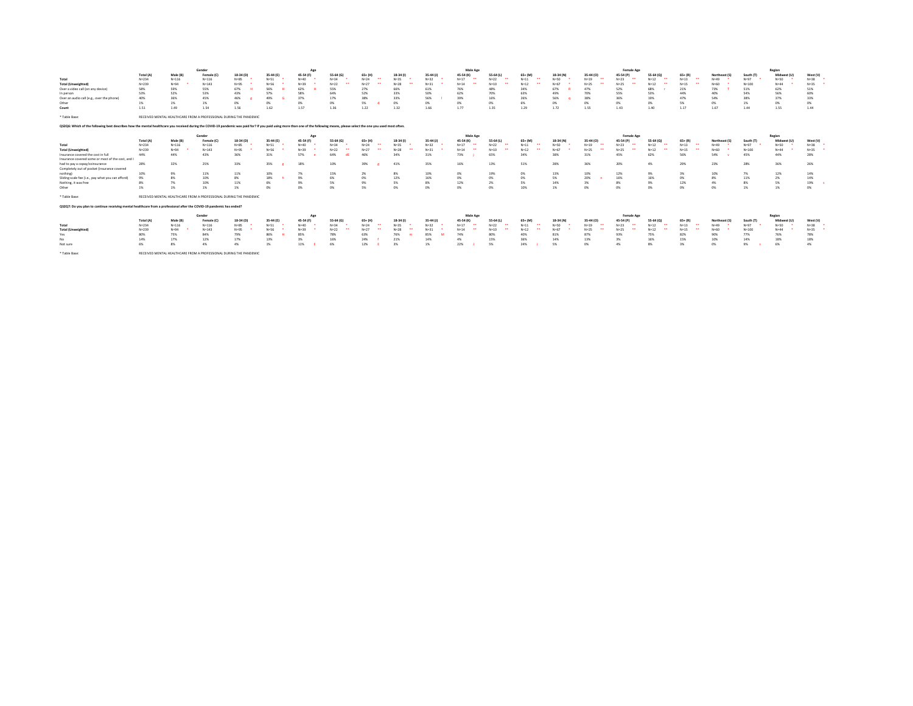| | | Gender | | Age | | | | | | Male Age | | | | Female Age | | | | Region | | | |
|---|---|---|---|---|---|---|---|---|---|---|---|---|---|---|---|---|---|---|---|---|---|
| | Total (A) | Male (B) | Female (C) | 18-34 (D) | 35-44 (E) | 45-54 (F) | 55-64 (G) | 65+ (H) | 18-34 (I) | 35-44 (J) | 45-54 (K) | 55-64 (L) | 65+ (M) | 18-34 (N) | 35-44 (O) | 45-54 (P) | 55-64 (Q) | 65+ (R) | Northeast (S) | South (T) | Midwest (U) | West (V) |
| **Total** | N=234 | N=116 | N=116 | N=85 * | N=51 * | N=40 * | N=34 * | N=24 ** | N=35 * | N=32 * | N=17 ** | N=22 ** | N=11 ** | N=50 * | N=19 ** | N=23 ** | N=12 ** | N=13 ** | N=49 * | N=97 * | N=50 * | N=38 * |
| **Total (Unweighted)** | N=239 | N=94 * | N=143 | N=95 * | N=56 * | N=39 * | N=22 ** | N=27 ** | N=28 ** | N=31 * | N=14 ** | N=10 ** | N=12 ** | N=67 * | N=25 ** | N=25 ** | N=12 ** | N=15 ** | N=60 * | N=100 | N=44 * | N=35 * |
| Over a video call (on any device) | 58% | 59% | 55% | 67% H | 56% H | 62% H | 55% | 27% | 66% | 61% | 76% | 48% | 34% | 67% R | 47% | 52% | 68% r | 21% | 73% T | 51% | 62% | 51% |
| In person | 53% | 52% | 53% | 43% | 57% | 58% | 64% | 52% | 33% | 50% | 62% | 70% | 63% | 49% | 70% | 55% | 53% | 44% | 40% | 54% | 56% | 60% |
| Over an audio call (e.g., over the phone) | 40% | 36% | 45% | 46% g | 49% G | 37% | 17% | 38% | 33% | 56% I | 39% | 16% | 26% | 56% q | 38% | 36% | 19% | 47% | 54% | 38% | 37% | 33% |
| Other | 1% | 1% | 1% | 0% | 0% | 0% | 0% | 5% d | 0% | 0% | 0% | 0% | 6% | 0% | 0% | 0% | 0% | 5% | 0% | 1% | 0% | 0% |
| **Count** | 1.51 | 1.49 | 1.54 | 1.56 | 1.62 | 1.57 | 1.36 | 1.22 | 1.32 | 1.66 | 1.77 | 1.35 | 1.29 | 1.72 | 1.55 | 1.43 | 1.40 | 1.17 | 1.67 | 1.44 | 1.55 | 1.44 |

* Table Base: RECEIVED MENTAL HEALTHCARE FROM A PROFESSIONAL DURING THE PANDEMIC

**QS2Q6: Which of the following best describes how the mental healthcare you received during the COVID-19 pandemic was paid for? If you paid using more than one of the following means, please select the one you used most often.**

| | | Gender | | Age | | | | | | Male Age | | | | Female Age | | | | Region | | | |
|---|---|---|---|---|---|---|---|---|---|---|---|---|---|---|---|---|---|---|---|---|---|
| | Total (A) | Male (B) | Female (C) | 18-34 (D) | 35-44 (E) | 45-54 (F) | 55-64 (G) | 65+ (H) | 18-34 (I) | 35-44 (J) | 45-54 (K) | 55-64 (L) | 65+ (M) | 18-34 (N) | 35-44 (O) | 45-54 (P) | 55-64 (Q) | 65+ (R) | Northeast (S) | South (T) | Midwest (U) | West (V) |
| **Total** | N=234 | N=116 | N=116 | N=85 * | N=51 * | N=40 * | N=34 * | N=24 ** | N=35 * | N=32 * | N=17 ** | N=22 ** | N=11 ** | N=50 * | N=19 ** | N=23 ** | N=12 ** | N=13 ** | N=49 * | N=97 * | N=50 * | N=38 * |
| **Total (Unweighted)** | N=239 | N=94 * | N=143 | N=95 * | N=56 * | N=39 * | N=22 ** | N=27 ** | N=28 ** | N=31 * | N=14 ** | N=10 ** | N=12 ** | N=67 * | N=25 ** | N=25 ** | N=12 ** | N=15 ** | N=60 * | N=100 | N=44 * | N=35 * |
| Insurance covered the cost in full | 44% | 44% | 43% | 36% | 31% | 57% e | 64% dE | 46% | 34% | 31% | 73% j | 65% | 34% | 38% | 31% | 45% | 62% | 56% | 54% v | 45% | 44% | 28% |
| Insurance covered some or most of the cost, and I had to pay a copay/coinsurance | 28% | 32% | 25% | 33% | 35% g | 18% | 10% | 39% g | 41% | 35% | 16% | 13% | 51% | 28% | 36% | 20% | 4% | 29% | 23% | 28% | 36% | 26% |
| Completely out of pocket (insurance covered nothing) | 10% | 9% | 11% | 11% | 10% | 7% | 15% | 2% | 8% | 10% | 0% | 19% | 0% | 13% | 10% | 12% | 9% | 3% | 10% | 7% | 12% | 14% |
| Sliding scale fee (i.e., pay what you can afford) | 9% | 8% | 10% | 8% | 18% h | 9% | 6% | 0% | 12% | 16% | 0% | 0% | 0% | 5% | 20% n | 16% | 16% | 0% | 8% | 11% | 2% | 14% |
| Nothing, it was free | 8% | 7% | 10% | 11% | 6% | 9% | 5% | 9% | 5% | 8% | 12% | 2% | 5% | 14% | 3% | 8% | 9% | 12% | 4% | 8% | 5% | 19% s |
| Other | 1% | 1% | 1% | 1% | 0% | 0% | 0% | 5% | 0% | 0% | 0% | 0% | 10% | 1% | 0% | 0% | 0% | 0% | 0% | 1% | 1% | 0% |

* Table Base: RECEIVED MENTAL HEALTHCARE FROM A PROFESSIONAL DURING THE PANDEMIC

**QS2Q7: Do you plan to continue receiving mental healthcare from a professional after the COVID-19 pandemic has ended?**

| | | Gender | | Age | | | | | | Male Age | | | | Female Age | | | | Region | | | |
|---|---|---|---|---|---|---|---|---|---|---|---|---|---|---|---|---|---|---|---|---|---|
| | Total (A) | Male (B) | Female (C) | 18-34 (D) | 35-44 (E) | 45-54 (F) | 55-64 (G) | 65+ (H) | 18-34 (I) | 35-44 (J) | 45-54 (K) | 55-64 (L) | 65+ (M) | 18-34 (N) | 35-44 (O) | 45-54 (P) | 55-64 (Q) | 65+ (R) | Northeast (S) | South (T) | Midwest (U) | West (V) |
| **Total** | N=234 | N=116 | N=116 | N=85 * | N=51 * | N=40 * | N=34 * | N=24 ** | N=35 * | N=32 * | N=17 ** | N=22 ** | N=11 ** | N=50 * | N=19 ** | N=23 ** | N=12 ** | N=13 ** | N=49 * | N=97 * | N=50 * | N=38 * |
| **Total (Unweighted)** | N=239 | N=94 * | N=143 | N=95 * | N=56 * | N=39 * | N=22 ** | N=27 ** | N=28 ** | N=31 * | N=14 ** | N=10 ** | N=12 ** | N=67 * | N=25 ** | N=25 ** | N=12 ** | N=15 ** | N=60 * | N=100 | N=44 * | N=35 * |
| Yes | 80% | 75% | 84% | 79% | 86% H | 85% | 78% | 63% | 76% m | 85% M | 74% | 80% | 40% | 81% | 87% | 93% | 75% | 82% | 90% | 77% | 76% | 78% |
| No | 14% | 17% | 12% | 17% | 13% | 3% | 16% | 24% f | 21% | 14% | 4% | 15% | 36% | 14% | 13% | 3% | 16% | 15% | 10% | 14% | 18% | 18% |
| Not sure | 6% | 8% | 4% | 4% | 2% | 11% E | 6% | 12% E | 3% | 1% | 22% J | 5% | 24% J | 5% | 0% | 4% | 8% | 3% | 0% | 9% s | 6% | 4% |

* Table Base: RECEIVED MENTAL HEALTHCARE FROM A PROFESSIONAL DURING THE PANDEMIC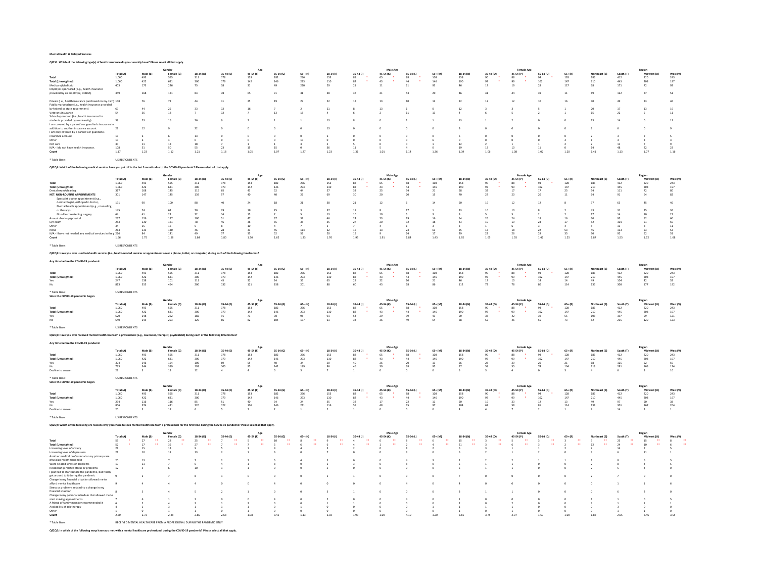**Mental Health & Delayed Services**

**QS2S1: Which of the following type(s) of health insurance do you currently have? Please select all that apply.**

| | | Gender | | Age | | | | | Male Age | | | | | Female Age | | | | | Region | | | |
|---|---|---|---|---|---|---|---|---|---|---|---|---|---|---|---|---|---|---|---|---|---|---|
| | Total (A) | Male (B) | Female (C) | 18-34 (D) | 35-44 (E) | 45-54 (F) | 55-64 (G) | 65+ (H) | 18-34 (I) | 35-44 (J) | 45-54 (K) | 55-64 (L) | 65+ (M) | 18-34 (N) | 35-44 (O) | 45-54 (P) | 55-64 (Q) | 65+ (R) | Northeast (S) | South (T) | Midwest (U) | West (V) |
| Total | 1,060 | 493 | 555 | 311 | 178 | 153 | 182 | 236 | 153 | 88 * | 65 * | 88 * | 108 | 158 | 90 * | 88 * | 94 * | 128 | 185 | 412 | 220 | 243 |
| Total (Unweighted) | 1,060 | 422 | 631 | 300 | 179 | 142 | 146 | 293 | 110 | 82 * | 43 * | 44 * | 146 | 190 | 97 * | 99 * | 102 | 147 | 210 | 445 | 208 | 197 |
| Medicare/Medicaid | 403 | 173 | 226 | 75 | 38 | 31 | 49 | 210 | 29 | 21 | 11 | 21 | 93 | 46 | 17 | 19 | 28 | 117 | 68 | 171 | 72 | 92 |
| Employer-sponsored (e.g., health insurance provided by an employer, COBRA) | 349 | 168 | 181 | 84 | 78 | 65 | 91 | 31 | 38 | 37 | 21 | 53 | 20 | 46 | 41 | 44 | 39 | 11 | 89 | 122 | 87 | 51 |
| Private (i.e., health insurance purchased on my own) | 148 | 76 | 72 | 44 | 31 | 25 | 19 | 29 | 22 | 18 | 13 | 10 | 12 | 22 | 12 | 12 | 10 | 16 | 30 | 49 | 23 | 46 |
| Public marketplace (i.e., health insurance provided by federal or state government) | 69 | 44 | 25 | 33 | 12 | 16 | 7 | 2 | 21 | 8 | 13 | 1 | 0 | 12 | 3 | 3 | 5 | 1 | 20 | 17 | 13 | 19 |
| Veterans insurance | 54 | 36 | 18 | 7 | 12 | 7 | 13 | 15 | 4 | 6 | 2 | 11 | 13 | 4 | 6 | 5 | 2 | 1 | 15 | 22 | 5 | 11 |
| School-sponsored (i.e., health insurance for students provided by a university) | 39 | 23 | 16 | 26 | 9 | 2 | 1 | 1 | 13 | 8 | 0 | 1 | 1 | 13 | 1 | 2 | 0 | 0 | 13 | 14 | 0 | 12 |
| I am covered by a parent's or guardian's insurance in addition to another insurance account | 22 | 12 | 9 | 22 | 0 | 0 | 0 | 0 | 13 | 0 | 0 | 0 | 0 | 9 | 0 | 0 | 0 | 0 | 0 | 0 | 0 | 0 |
| I am only covered by a parent's or guardian's insurance account | 13 | 6 | 6 | 13 | 0 | 0 | 0 | 0 | 6 | 0 | 0 | 0 | 0 | 6 | 0 | 0 | 0 | 0 | 2 | 3 | 2 | 5 |
| Other | 10 | 6 | 4 | 0 | 0 | 0 | 0 | 10 | 0 | 0 | 0 | 0 | 6 | 0 | 0 | 0 | 0 | 4 | 1 | 3 | 3 | 3 |
| Not sure | 30 | 11 | 18 | 18 | 7 | 1 | 1 | 3 | 5 | 5 | 0 | 0 | 1 | 12 | 2 | 1 | 1 | 2 | 2 | 11 | 7 | 9 |
| N/A - I do not have health insurance. | 108 | 51 | 50 | 55 | 23 | 15 | 15 | 0 | 36 | 11 | 5 | 4 | 0 | 19 | 13 | 10 | 11 | 0 | 14 | 48 | 22 | 23 |
| Count | 1.17 | 1.23 | 1.12 | 1.21 | 1.18 | 1.05 | 1.07 | 1.27 | 1.23 | 1.31 | 1.01 | 1.14 | 1.36 | 1.19 | 1.06 | 1.08 | 1.02 | 1.20 | 1.41 | 1.13 | 1.07 | 1.16 |

* Table Base: US RESPONDENTS

**QS2Q1: Which of the following medical services have you put off in the last 3 months due to the COVID-19 pandemic? Please select all that apply.**

| | | Gender | | Age | | | | | Male Age | | | | | Female Age | | | | | Region | | | |
|---|---|---|---|---|---|---|---|---|---|---|---|---|---|---|---|---|---|---|---|---|---|---|
| | Total (A) | Male (B) | Female (C) | 18-34 (D) | 35-44 (E) | 45-54 (F) | 55-64 (G) | 65+ (H) | 18-34 (I) | 35-44 (J) | 45-54 (K) | 55-64 (L) | 65+ (M) | 18-34 (N) | 35-44 (O) | 45-54 (P) | 55-64 (Q) | 65+ (R) | Northeast (S) | South (T) | Midwest (U) | West (V) |
| Total | 1,060 | 493 | 555 | 311 | 178 | 153 | 182 | 236 | 153 | 88 * | 65 * | 88 * | 108 | 158 | 90 * | 88 * | 94 * | 128 | 185 | 412 | 220 | 243 |
| Total (Unweighted) | 1,060 | 422 | 631 | 300 | 179 | 142 | 146 | 293 | 110 | 82 * | 43 * | 44 * | 146 | 190 | 97 * | 99 * | 102 | 147 | 210 | 445 | 208 | 197 |
| Dental exam/cleaning | 317 | 168 | 145 | 115 | 65 | 43 | 52 | 44 | 57 | 33 | 25 | 34 | 21 | 58 | 32 | 17 | 17 | 23 | 54 | 111 | 72 | 80 |
| NET: NON-ROUTINE APPOINTMENTS | 301 | 147 | 145 | 139 | 57 | 40 | 40 | 26 | 69 | 30 | 20 | 20 | 15 | 70 | 27 | 20 | 20 | 11 | 64 | 91 | 64 | 82 |
| Specialist doctor appointment (e.g., dermatologist, orthopedic doctor, | 191 | 90 | 100 | 88 | 40 | 24 | 18 | 21 | 38 | 21 | 12 | 6 | 14 | 50 | 19 | 12 | 12 | 8 | 37 | 63 | 45 | 46 |
| Mental health appointment (e.g., counseling or therapy) | 145 | 74 | 62 | 70 | 29 | 18 | 25 | 3 | 37 | 19 | 8 | 17 | 1 | 33 | 10 | 10 | 8 | 2 | 43 | 31 | 35 | 36 |
| Non-life-threatening surgery | 64 | 41 | 22 | 22 | 16 | 15 | 7 | 5 | 13 | 10 | 10 | 5 | 3 | 9 | 5 | 5 | 2 | 2 | 17 | 14 | 10 | 21 |
| Annual check-up/physical | 267 | 126 | 137 | 100 | 51 | 47 | 37 | 32 | 46 | 24 | 23 | 19 | 16 | 54 | 26 | 24 | 18 | 16 | 60 | 95 | 52 | 60 |
| Eye exam | 253 | 130 | 121 | 78 | 46 | 38 | 55 | 35 | 35 | 27 | 20 | 32 | 18 | 43 | 19 | 19 | 23 | 17 | 52 | 101 | 51 | 50 |
| Other | 34 | 15 | 16 | 5 | 8 | 10 | 4 | 7 | 2 | 7 | 4 | 1 | 3 | 3 | 1 | 6 | 3 | 4 | 5 | 11 | 8 | 11 |
| None | 264 | 133 | 130 | 46 | 28 | 31 | 45 | 114 | 22 | 16 | 13 | 23 | 61 | 25 | 13 | 18 | 22 | 53 | 45 | 113 | 53 | 53 |
| N/A - I have not needed any medical services in the p | 226 | 84 | 141 | 49 | 37 | 35 | 52 | 52 | 20 | 15 | 9 | 24 | 17 | 29 | 22 | 26 | 29 | 35 | 30 | 92 | 52 | 51 |
| Count | 1.66 | 1.75 | 1.58 | 1.84 | 1.80 | 1.70 | 1.62 | 1.33 | 1.76 | 1.95 | 1.91 | 1.84 | 1.43 | 1.92 | 1.65 | 1.55 | 1.42 | 1.25 | 1.87 | 1.53 | 1.72 | 1.68 |

* Table Base: US RESPONDENTS

**QS2Q2: Have you ever used telehealth services (i.e., health-related services or appointments over a phone, tablet, or computer) during each of the following timeframes?**

**Any time before the COVID-19 pandemic**

| | | Gender | | Age | | | | | Male Age | | | | | Female Age | | | | | Region | | | |
|---|---|---|---|---|---|---|---|---|---|---|---|---|---|---|---|---|---|---|---|---|---|---|
| | Total (A) | Male (B) | Female (C) | 18-34 (D) | 35-44 (E) | 45-54 (F) | 55-64 (G) | 65+ (H) | 18-34 (I) | 35-44 (J) | 45-54 (K) | 55-64 (L) | 65+ (M) | 18-34 (N) | 35-44 (O) | 45-54 (P) | 55-64 (Q) | 65+ (R) | Northeast (S) | South (T) | Midwest (U) | West (V) |
| Total | 1,060 | 493 | 555 | 311 | 178 | 153 | 182 | 236 | 153 | 88 * | 65 * | 88 * | 108 | 158 | 90 * | 88 * | 94 * | 128 | 185 | 412 | 220 | 243 |
| Total (Unweighted) | 1,060 | 422 | 631 | 300 | 179 | 142 | 146 | 293 | 110 | 82 * | 43 * | 44 * | 146 | 190 | 97 * | 99 * | 102 | 147 | 210 | 445 | 208 | 197 |
| Yes | 247 | 138 | 101 | 111 | 45 | 32 | 24 | 35 | 65 | 28 | 22 | 10 | 21 | 46 | 17 | 10 | 14 | 14 | 49 | 104 | 42 | 52 |
| No | 813 | 355 | 454 | 200 | 132 | 121 | 158 | 201 | 88 | 60 | 43 | 78 | 86 | 112 | 72 | 78 | 80 | 114 | 136 | 308 | 177 | 192 |

* Table Base: US RESPONDENTS

**Since the COVID-19 pandemic began**

| | | Gender | | Age | | | | | Male Age | | | | | Female Age | | | | | Region | | | |
|---|---|---|---|---|---|---|---|---|---|---|---|---|---|---|---|---|---|---|---|---|---|---|
| | Total (A) | Male (B) | Female (C) | 18-34 (D) | 35-44 (E) | 45-54 (F) | 55-64 (G) | 65+ (H) | 18-34 (I) | 35-44 (J) | 45-54 (K) | 55-64 (L) | 65+ (M) | 18-34 (N) | 35-44 (O) | 45-54 (P) | 55-64 (Q) | 65+ (R) | Northeast (S) | South (T) | Midwest (U) | West (V) |
| Total | 1,060 | 493 | 555 | 311 | 178 | 153 | 182 | 236 | 153 | 88 * | 65 * | 88 * | 108 | 158 | 90 * | 88 * | 94 * | 128 | 185 | 412 | 220 | 243 |
| Total (Unweighted) | 1,060 | 422 | 631 | 300 | 179 | 142 | 146 | 293 | 110 | 82 * | 43 * | 44 * | 146 | 190 | 97 * | 99 * | 102 | 147 | 210 | 445 | 208 | 197 |
| Yes | 520 | 248 | 262 | 182 | 91 | 71 | 78 | 98 | 91 | 54 | 29 | 39 | 43 | 90 | 38 | 42 | 39 | 55 | 103 | 197 | 99 | 121 |
| No | 540 | 245 | 293 | 129 | 86 | 82 | 104 | 137 | 61 | 34 | 36 | 49 | 64 | 68 | 52 | 46 | 55 | 73 | 82 | 215 | 120 | 123 |

* Table Base: US RESPONDENTS

**QS2Q3: Have you ever received mental healthcare from a professional (e.g., counselor, therapist, psychiatrist) during each of the following time frames?**

**Any time before the COVID-19 pandemic**

| | | Gender | | Age | | | | | Male Age | | | | | Female Age | | | | | Region | | | |
|---|---|---|---|---|---|---|---|---|---|---|---|---|---|---|---|---|---|---|---|---|---|---|
| | Total (A) | Male (B) | Female (C) | 18-34 (D) | 35-44 (E) | 45-54 (F) | 55-64 (G) | 65+ (H) | 18-34 (I) | 35-44 (J) | 45-54 (K) | 55-64 (L) | 65+ (M) | 18-34 (N) | 35-44 (O) | 45-54 (P) | 55-64 (Q) | 65+ (R) | Northeast (S) | South (T) | Midwest (U) | West (V) |
| Total | 1,060 | 493 | 555 | 311 | 178 | 153 | 182 | 236 | 153 | 88 * | 65 * | 88 * | 108 | 158 | 90 * | 88 * | 94 * | 128 | 185 | 412 | 220 | 243 |
| Total (Unweighted) | 1,060 | 422 | 631 | 300 | 179 | 142 | 146 | 293 | 110 | 82 * | 43 * | 44 * | 146 | 190 | 97 * | 99 * | 102 | 147 | 210 | 445 | 208 | 197 |
| Yes | 304 | 146 | 154 | 106 | 69 | 55 | 40 | 34 | 50 | 40 | 26 | 20 | 13 | 56 | 28 | 29 | 20 | 21 | 68 | 125 | 52 | 59 |
| No | 733 | 344 | 389 | 193 | 105 | 95 | 142 | 199 | 96 | 46 | 39 | 68 | 95 | 97 | 58 | 55 | 74 | 104 | 113 | 281 | 165 | 174 |
| Decline to answer | 22 | 3 | 13 | 12 | 4 | 4 | 0 | 3 | 7 | 1 | 0 | 0 | 0 | 5 | 3 | 4 | 0 | 3 | 4 | 6 | 3 | 10 |

* Table Base: US RESPONDENTS

**Since the COVID-19 pandemic began**

| | | Gender | | Age | | | | | Male Age | | | | | Female Age | | | | | Region | | | |
|---|---|---|---|---|---|---|---|---|---|---|---|---|---|---|---|---|---|---|---|---|---|---|
| | Total (A) | Male (B) | Female (C) | 18-34 (D) | 35-44 (E) | 45-54 (F) | 55-64 (G) | 65+ (H) | 18-34 (I) | 35-44 (J) | 45-54 (K) | 55-64 (L) | 65+ (M) | 18-34 (N) | 35-44 (O) | 45-54 (P) | 55-64 (Q) | 65+ (R) | Northeast (S) | South (T) | Midwest (U) | West (V) |
| Total | 1,060 | 493 | 555 | 311 | 178 | 153 | 182 | 236 | 153 | 88 * | 65 * | 88 * | 108 | 158 | 90 * | 88 * | 94 * | 128 | 185 | 412 | 220 | 243 |
| Total (Unweighted) | 1,060 | 422 | 631 | 300 | 179 | 142 | 146 | 293 | 110 | 82 * | 43 * | 44 * | 146 | 190 | 97 * | 99 * | 102 | 147 | 210 | 445 | 208 | 197 |
| Yes | 234 | 116 | 116 | 85 | 51 | 40 | 34 | 24 | 35 | 32 | 17 | 22 | 11 | 50 | 19 | 23 | 12 | 13 | 49 | 97 | 50 | 38 |
| No | 806 | 374 | 421 | 220 | 122 | 106 | 146 | 211 | 116 | 55 | 48 | 65 | 97 | 104 | 67 | 58 | 81 | 114 | 134 | 301 | 167 | 204 |
| Decline to answer | 20 | 3 | 17 | 6 | 5 | 7 | 2 | 1 | 2 | 1 | 0 | 0 | 0 | 4 | 4 | 7 | 2 | 1 | 2 | 14 | 3 | 1 |

* Table Base: US RESPONDENTS

**QS2Q4: Which of the following are reasons why you chose to seek mental healthcare from a professional for the first time during the COVID-19 pandemic? Please select all that apply.**

| | | Gender | | Age | | | | | Male Age | | | | | Female Age | | | | | Region | | | |
|---|---|---|---|---|---|---|---|---|---|---|---|---|---|---|---|---|---|---|---|---|---|---|
| | Total (A) | Male (B) | Female (C) | 18-34 (D) | 35-44 (E) | 45-54 (F) | 55-64 (G) | 65+ (H) | 18-34 (I) | 35-44 (J) | 45-54 (K) | 55-64 (L) | 65+ (M) | 18-34 (N) | 35-44 (O) | 45-54 (P) | 55-64 (Q) | 65+ (R) | Northeast (S) | South (T) | Midwest (U) | West (V) |
| Total | 55 * | 27 ** | 28 ** | 25 ** | 7 ** | 5 ** | 10 ** | 8 ** | 9 ** | 4 ** | 0 ** | 8 ** | 6 ** | 15 ** | 3 ** | 5 ** | 3 ** | 3 ** | 9 ** | 23 ** | 15 ** | 8 ** |
| Total (Unweighted) | 52 * | 17 ** | 35 * | 27 ** | 7 ** | 7 ** | 5 ** | 6 ** | 6 ** | 4 ** | 1 ** | 2 ** | 4 ** | 21 ** | 3 ** | 6 ** | 3 ** | 2 ** | 12 ** | 24 ** | 10 ** | 6 ** |
| Increasing level of anxiety | 28 | 15 | 13 | 9 | 5 | 1 | 9 | 4 | 3 | 2 | 0 | 8 | 2 | 6 | 3 | 1 | 1 | 2 | 2 | 14 | 7 | 5 |
| Increasing level of depression | 21 | 10 | 11 | 13 | 2 | 1 | 6 | 0 | 7 | 0 | 0 | 3 | 0 | 6 | 2 | 1 | 2 | 0 | 3 | 6 | 11 | 1 |
| Another medical professional or my primary care physician recommended it | 20 | 13 | 7 | 7 | 2 | 2 | 5 | 4 | 5 | 0 | 0 | 4 | 3 | 2 | 2 | 2 | 1 | 1 | 1 | 8 | 6 | 5 |
| Work-related stress or problems | 19 | 11 | 7 | 6 | 4 | 1 | 8 | 0 | 1 | 3 | 0 | 8 | 0 | 5 | 1 | 1 | 0 | 0 | 2 | 8 | 4 | 5 |
| Relationship-related stress or problems | 12 | 5 | 6 | 10 | 1 | 1 | 0 | 0 | 5 | 0 | 0 | 0 | 0 | 5 | 1 | 1 | 0 | 0 | 2 | 5 | 4 | 0 |
| I planned to start before the pandemic, but finally got around to it during the pandemic | 9 | 2 | 7 | 8 | 1 | 0 | 0 | 0 | 1 | 1 | 0 | 0 | 0 | 7 | 0 | 0 | 0 | 0 | 2 | 7 | 0 | 0 |
| Change in my financial situation allowed me to afford mental healthcare | 9 | 4 | 4 | 4 | 0 | 0 | 4 | 0 | 0 | 0 | 0 | 4 | 0 | 4 | 0 | 0 | 0 | 0 | 0 | 1 | 1 | 6 |
| Stress or problems related to a change in my financial situation | 8 | 3 | 4 | 5 | 2 | 1 | 0 | 0 | 3 | 1 | 0 | 0 | 0 | 3 | 1 | 1 | 0 | 0 | 0 | 6 | 2 | 0 |
| Change in my personal schedule that allowed me to start making appointments | 7 | 6 | 1 | 2 | 0 | 0 | 4 | 0 | 2 | 0 | 0 | 4 | 0 | 0 | 0 | 0 | 0 | 0 | 1 | 1 | 0 | 5 |
| A friend of family member recommended it | 6 | 2 | 4 | 3 | 1 | 3 | 0 | 0 | 1 | 1 | 0 | 0 | 0 | 2 | 0 | 2 | 0 | 0 | 3 | 1 | 1 | 1 |
| Availability of teletherapy | 4 | 1 | 3 | 1 | 1 | 1 | 0 | 1 | 0 | 0 | 0 | 0 | 1 | 1 | 1 | 0 | 0 | 0 | 0 | 3 | 1 | 0 |
| Other | 1 | 0 | 1 | 1 | 0 | 1 | 0 | 0 | 0 | 0 | 0 | 0 | 0 | 1 | 0 | 1 | 0 | 0 | 0 | 1 | 1 | 0 |
| Count | 2.60 | 2.72 | 2.48 | 2.85 | 2.68 | 1.98 | 3.45 | 1.13 | 2.92 | 1.93 | 1.00 | 4.10 | 1.20 | 2.81 | 3.75 | 2.07 | 1.59 | 1.00 | 1.82 | 2.65 | 2.46 | 3.55 |

* Table Base: RECEIVED MENTAL HEALTHCARE FROM A PROFESSIONAL DURING THE PANDEMIC ONLY

**QS2Q5: In which of the following ways have you met with a mental healthcare professional during the COVID-19 pandemic? Please select all that apply.**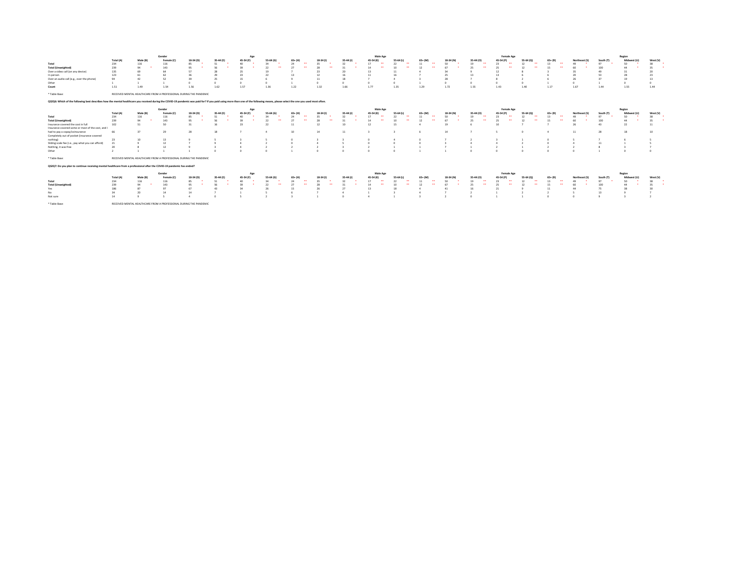| | | Gender | | Age | | | | | Male Age | | | | | | | | Female Age | | | | | Region | | | |
|---|---|---|---|---|---|---|---|---|---|---|---|---|---|---|---|---|---|---|---|---|---|---|---|---|---|
| | Total (A) | Male (B) | Female (C) | 18-34 (D) | 35-44 (E) | 45-54 (F) | 55-64 (G) | 65+ (H) | 18-34 (I) | 35-44 (J) | 45-54 (K) | 55-64 (L) | 65+ (M) | 18-34 (N) | 35-44 (O) | 45-54 (P) | 55-64 (Q) | 65+ (R) | Northeast (S) | South (T) | Midwest (U) | West (V) |
| **Total** | 234 | 116 | 116 | 85 * | 51 * | 40 * | 34 * | 24 ** | 35 * | 32 * | 17 ** | 22 ** | 11 ** | 50 * | 19 ** | 23 ** | 12 ** | 13 ** | 49 * | 97 * | 50 * | 38 * |
| **Total (Unweighted)** | 239 | 94 * | 143 | 95 * | 56 * | 39 * | 22 ** | 27 ** | 28 ** | 31 * | 14 ** | 10 ** | 12 ** | 67 * | 25 ** | 25 ** | 12 ** | 15 ** | 60 * | 100 | 44 * | 35 * |
| Over a video call (on any device) | 135 | 69 | 64 | 57 | 28 | 25 | 19 | 7 | 23 | 20 | 13 | 11 | 4 | 34 | 9 | 12 | 8 | 3 | 35 | 49 | 31 | 20 |
| In person | 123 | 61 | 62 | 36 | 29 | 23 | 22 | 13 | 12 | 16 | 11 | 16 | 7 | 25 | 13 | 13 | 6 | 6 | 20 | 53 | 28 | 23 |
| Over an audio call (e.g., over the phone) | 94 | 42 | 52 | 39 | 25 | 15 | 6 | 9 | 11 | 18 | 7 | 4 | 3 | 28 | 7 | 8 | 2 | 6 | 26 | 37 | 19 | 13 |
| Other | 1 | 1 | 1 | 0 | 0 | 0 | 0 | 1 | 0 | 0 | 0 | 0 | 1 | 0 | 0 | 0 | 0 | 1 | 0 | 1 | 0 | 0 |
| **Count** | 1.51 | 1.49 | 1.54 | 1.56 | 1.62 | 1.57 | 1.36 | 1.22 | 1.32 | 1.66 | 1.77 | 1.35 | 1.29 | 1.72 | 1.55 | 1.43 | 1.40 | 1.17 | 1.67 | 1.44 | 1.55 | 1.44 |

* Table Base: RECEIVED MENTAL HEALTHCARE FROM A PROFESSIONAL DURING THE PANDEMIC

**QS2Q6: Which of the following best describes how the mental healthcare you received during the COVID-19 pandemic was paid for? If you paid using more than one of the following means, please select the one you used most often.**

| | | Gender | | Age | | | | | Male Age | | | | | | | | Female Age | | | | | Region | | | |
|---|---|---|---|---|---|---|---|---|---|---|---|---|---|---|---|---|---|---|---|---|---|---|---|---|---|
| | Total (A) | Male (B) | Female (C) | 18-34 (D) | 35-44 (E) | 45-54 (F) | 55-64 (G) | 65+ (H) | 18-34 (I) | 35-44 (J) | 45-54 (K) | 55-64 (L) | 65+ (M) | 18-34 (N) | 35-44 (O) | 45-54 (P) | 55-64 (Q) | 65+ (R) | Northeast (S) | South (T) | Midwest (U) | West (V) |
| **Total** | 234 | 116 | 116 | 85 * | 51 * | 40 * | 34 * | 24 ** | 35 * | 32 * | 17 ** | 22 ** | 11 ** | 50 * | 19 ** | 23 ** | 12 ** | 13 ** | 49 * | 97 * | 50 * | 38 * |
| **Total (Unweighted)** | 239 | 94 * | 143 | 95 * | 56 * | 39 * | 22 ** | 27 ** | 28 ** | 31 * | 14 ** | 10 ** | 12 ** | 67 * | 25 ** | 25 ** | 12 ** | 15 ** | 60 * | 100 | 44 * | 35 * |
| Insurance covered the cost in full | 102 | 51 | 50 | 31 | 16 | 23 | 22 | 11 | 12 | 10 | 12 | 15 | 4 | 19 | 6 | 10 | 7 | 7 | 26 | 43 | 22 | 11 |
| Insurance covered some or most of the cost, and I had to pay a copay/coinsurance | 66 | 37 | 29 | 28 | 18 | 7 | 4 | 10 | 14 | 11 | 3 | 3 | 6 | 14 | 7 | 5 | 0 | 4 | 11 | 28 | 18 | 10 |
| Completely out of pocket (insurance covered nothing) | 23 | 10 | 13 | 9 | 5 | 3 | 5 | 0 | 3 | 3 | 0 | 4 | 0 | 7 | 2 | 3 | 1 | 0 | 5 | 7 | 6 | 5 |
| Sliding scale fee (i.e., pay what you can afford) | 21 | 9 | 12 | 7 | 9 | 4 | 2 | 0 | 4 | 5 | 0 | 0 | 0 | 3 | 4 | 4 | 2 | 0 | 4 | 11 | 1 | 5 |
| Nothing, it was free | 20 | 8 | 12 | 9 | 3 | 4 | 2 | 2 | 2 | 3 | 2 | 1 | 1 | 7 | 1 | 2 | 1 | 2 | 2 | 8 | 3 | 7 |
| Other | 2 | 1 | 1 | 1 | 0 | 0 | 0 | 1 | 0 | 0 | 0 | 0 | 1 | 1 | 0 | 0 | 0 | 0 | 0 | 1 | 0 | 0 |

* Table Base: RECEIVED MENTAL HEALTHCARE FROM A PROFESSIONAL DURING THE PANDEMIC

**QS2Q7: Do you plan to continue receiving mental healthcare from a professional after the COVID-19 pandemic has ended?**

| | | Gender | | Age | | | | | Male Age | | | | | | | | Female Age | | | | | Region | | | |
|---|---|---|---|---|---|---|---|---|---|---|---|---|---|---|---|---|---|---|---|---|---|---|---|---|---|
| | Total (A) | Male (B) | Female (C) | 18-34 (D) | 35-44 (E) | 45-54 (F) | 55-64 (G) | 65+ (H) | 18-34 (I) | 35-44 (J) | 45-54 (K) | 55-64 (L) | 65+ (M) | 18-34 (N) | 35-44 (O) | 45-54 (P) | 55-64 (Q) | 65+ (R) | Northeast (S) | South (T) | Midwest (U) | West (V) |
| **Total** | 234 | 116 | 116 | 85 * | 51 * | 40 * | 34 * | 24 ** | 35 * | 32 * | 17 ** | 22 ** | 11 ** | 50 * | 19 ** | 23 ** | 12 ** | 13 ** | 49 * | 97 * | 50 * | 38 * |
| **Total (Unweighted)** | 239 | 94 * | 143 | 95 * | 56 * | 39 * | 22 ** | 27 ** | 28 ** | 31 * | 14 ** | 10 ** | 12 ** | 67 * | 25 ** | 25 ** | 12 ** | 15 ** | 60 * | 100 | 44 * | 35 * |
| Yes | 186 | 87 | 97 | 67 | 43 | 34 | 26 | 15 | 26 | 27 | 13 | 18 | 4 | 41 | 16 | 21 | 9 | 11 | 44 | 75 | 38 | 30 |
| No | 34 | 20 | 14 | 14 | 7 | 1 | 5 | 6 | 7 | 4 | 1 | 3 | 4 | 7 | 2 | 1 | 2 | 2 | 5 | 13 | 9 | 7 |
| Not sure | 14 | 9 | 5 | 4 | 0 | 5 | 2 | 3 | 1 | 0 | 4 | 1 | 3 | 2 | 0 | 1 | 1 | 0 | 0 | 9 | 3 | 2 |

* Table Base: RECEIVED MENTAL HEALTHCARE FROM A PROFESSIONAL DURING THE PANDEMIC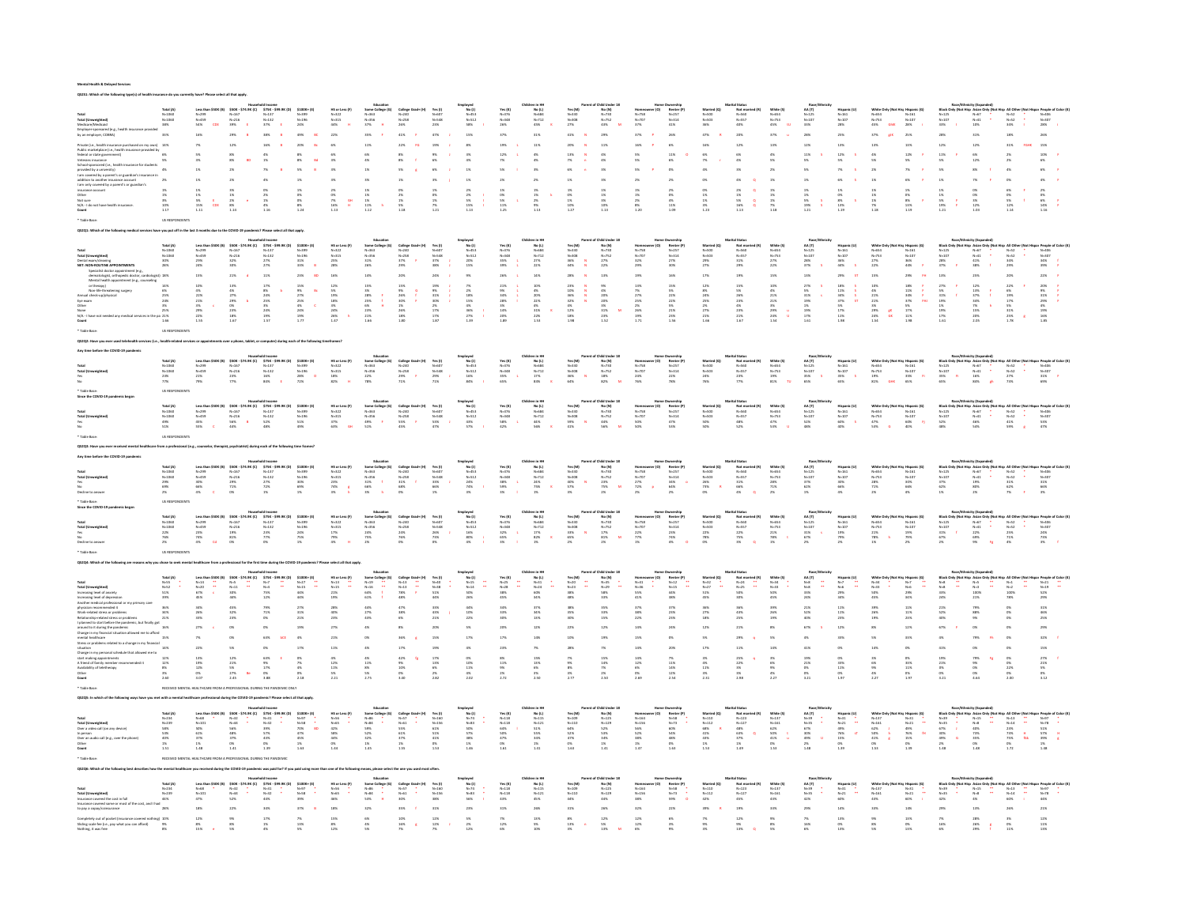# Mental Health & Delayed Services

## QS251: Which of the following type(s) of health insurance do you currently have? Please select all that apply.

- Total
- Total (Unweighted)
- Medicare/Medicaid
- Employer-sponsored (e.g., health insurance provided by an employer, COBRA)
- Private (i.e., health insurance purchased on my own)
- Public marketplace (i.e., health insurance provided by federal or state government)
- Veterans insurance
- School-sponsored (i.e., health insurance for students provided by a university)
- I am covered by a parent's or guardian's insurance in addition to another insurance account
- I am only covered by a parent's or guardian's insurance account
- Other
- Not sure
- N/A - I do not have health insurance.
- Count

\* Table Base: US RESPONDENTS

## QS252: Which of the following medical services have you put off in the last 3 months due to the COVID-19 pandemic? Please select all that apply.

- Total
- Total (Unweighted)
- Dental exam/cleaning
- NET: NON-ROUTINE APPOINTMENTS
- Specialist doctor appointment (e.g., dermatologist, orthopedic doctor, cardiologist)
- Mental health appointment (e.g., counseling or therapy)
- Non-life-threatening surgery
- Annual check-up/physical
- Eye exam
- Other
- None
- N/A - I have not needed any medical services in the past 3 months
- Count

\* Table Base: US RESPONDENTS

## QS253: Have you ever used telehealth services (i.e., health-related services or appointments over a phone, tablet, or computer) during each of the following timeframes?

**Any time before the COVID-19 pandemic**

- Total
- Total (Unweighted)
- Yes
- No

\* Table Base: US RESPONDENTS

**Since the COVID-19 pandemic began**

- Total
- Total (Unweighted)
- Yes
- No

\* Table Base: US RESPONDENTS

## QS254: Have you ever received mental healthcare from a professional (e.g., counselor, therapist, psychiatrist) during each of the following time frames?

**Any time before the COVID-19 pandemic**

- Total
- Total (Unweighted)
- Yes
- No
- Decline to answer

\* Table Base: US RESPONDENTS

**Since the COVID-19 pandemic began**

- Total
- Total (Unweighted)
- Yes
- No
- Decline to answer

\* Table Base: US RESPONDENTS

## QS254a: Which of the following are reasons why you chose to seek mental healthcare from a professional for the first time during the COVID-19 pandemic? Please select all that apply.

- Total
- Total (Unweighted)
- Increasing level of anxiety
- Increasing level of depression
- Another medical professional or my primary care physician recommended it
- Work-related stress or problems
- Relationship-related stress or problems
- I planned to start before the pandemic, but finally got around to it during the pandemic
- Change in my financial situation allowed me to afford mental healthcare
- Stress or problems related to a change in my financial situation
- Change in my personal schedule that allowed me to start making appointments
- A friend of family member recommended it
- Availability of teletherapy
- Other
- Count

\* Table Base: RECEIVED MENTAL HEALTHCARE FROM A PROFESSIONAL DURING THE PANDEMIC ONLY

## QS254b: In which of the following ways have you met with a mental healthcare professional during the COVID-19 pandemic? Please select all that apply.

- Total
- Total (Unweighted)
- Over a video call (on any device)
- In-person
- Over an audio call (e.g., over the phone)
- Other
- Count

\* Table Base: RECEIVED MENTAL HEALTHCARE FROM A PROFESSIONAL DURING THE COVID-19 PANDEMIC

## QS254c: Which of the following best describes how the mental healthcare you received during the COVID-19 pandemic was paid for? If you paid using more than one of the following means, please select the one you used most often.

- Total
- Total (Unweighted)
- Insurance covered the cost in full
- Insurance covered some or most of the cost, but I had to pay a copay/coinsurance
- Completely out of pocket (insurance covered nothing)
- Sliding scale fee (i.e., pay what you can afford)
- Nothing, it was free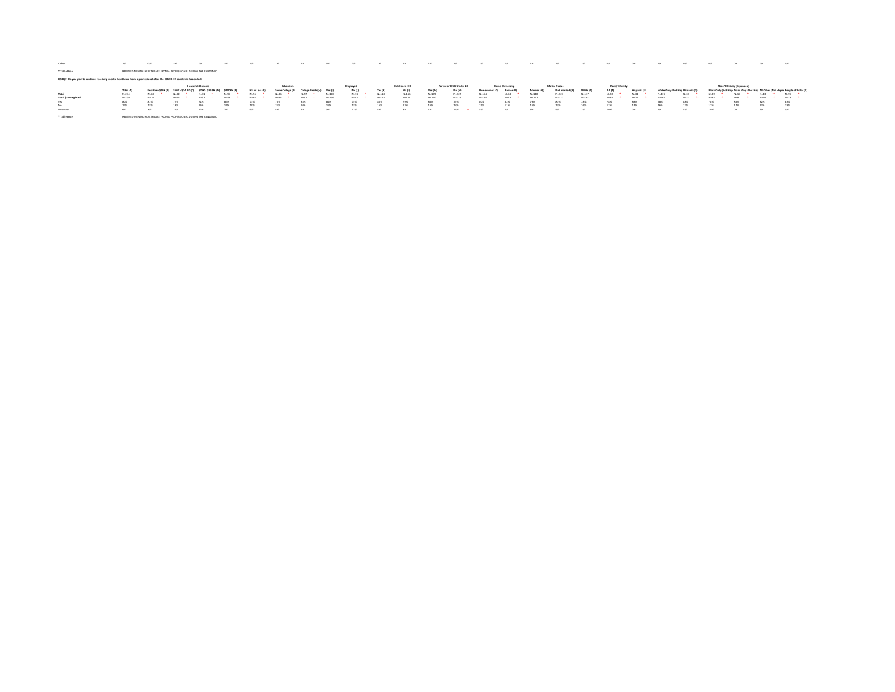| | | | | | | | | | | | | | | | | | | | | | | | | | | | |
|---|---|---|---|---|---|---|---|---|---|---|---|---|---|---|---|---|---|---|---|---|---|---|---|---|---|---|---|
| Other | 1% | 0% | 3% | 0% | 1% | 1% | 1% | 1% | 0% | 2% | 1% | 1% | 1% | 1% | 1% | 1% | 1% | 1% | 1% | 0% | 0% | 1% | 0% | 0% | 0% | 0% | 0% |

* Table Base: RECEIVED MENTAL HEALTHCARE FROM A PROFESSIONAL DURING THE PANDEMIC

**QS31Q7: Do you plan to continue receiving mental healthcare from a professional after the COVID-19 pandemic has ended?**

| | | Household Income | | | | Education | | | Employed | | Children in HH | | Parent of Child Under 18 | | Home Ownership | | Marital Status | | Race/Ethnicity | | | | | Race/Ethnicity (Expanded) | | | |
|---|---|---|---|---|---|---|---|---|---|---|---|---|---|---|---|---|---|---|---|---|---|---|---|---|---|---|---|
| | Total (A) | Less than $50K (B) | $50K - $74.9K (C) | $75K - $99.9K (D) | $100K+ (E) | HS or Less (F) | Some College (G) | College Grad+ (H) | Yes (I) | No (J) | Yes (K) | No (L) | Yes (M) | No (N) | Homeowner (O) | Renter (P) | Married (Q) | Not married (R) | White (S) | AA (T) | Hispanic (U) | White Only (Not Hisp | Hispanic (G) | Black Only (Not Hisp | Asian Only (Not Hisp | All Other (Not Hispa | People of Color (E) |
| Total | N=234 | N=69 * | N=32 * | N=31 * | N=97 * | N=55 * | N=86 * | N=57 * | N=160 | N=73 * | N=118 | N=115 | N=109 | N=125 | N=163 | N=58 * | N=110 | N=123 | N=137 | N=39 * | N=31 * | N=137 | N=31 * | N=39 * | N=15 ** | N=13 ** | N=97 * |
| Total (Unweighted) | N=239 | N=101 | N=44 * | N=42 * | N=58 * | N=65 * | N=84 * | N=61 * | N=156 | N=83 * | N=118 | N=121 | N=110 | N=129 | N=156 | N=79 * | N=112 | N=127 | N=161 | N=35 * | N=21 ** | N=161 | N=21 ** | N=35 * | N=8 ** | N=14 ** | N=78 * |
| Yes | 80% | 81% | 72% | 71% | 86% | 73% | 75% | 85% | 82% | 75% | 80% | 79% | 85% | 75% | 80% | 82% | 78% | 81% | 78% | 78% | 88% | 78% | 88% | 78% | 83% | 82% | 83% |
| No | 14% | 13% | 19% | 16% | 12% | 18% | 22% | 10% | 15% | 13% | 16% | 14% | 15% | 14% | 15% | 11% | 16% | 13% | 16% | 12% | 12% | 16% | 12% | 12% | 17% | 12% | 13% |
| Not sure | 6% | 6% | 10% | 12% | 2% | 9% | 4% | 5% | 3% | 12% I | 4% | 8% | 1% | 10% M | 5% | 7% | 6% | 5% | 7% | 10% | 0% | 7% | 0% | 10% | 0% | 6% | 5% |

* Table Base: RECEIVED MENTAL HEALTHCARE FROM A PROFESSIONAL DURING THE PANDEMIC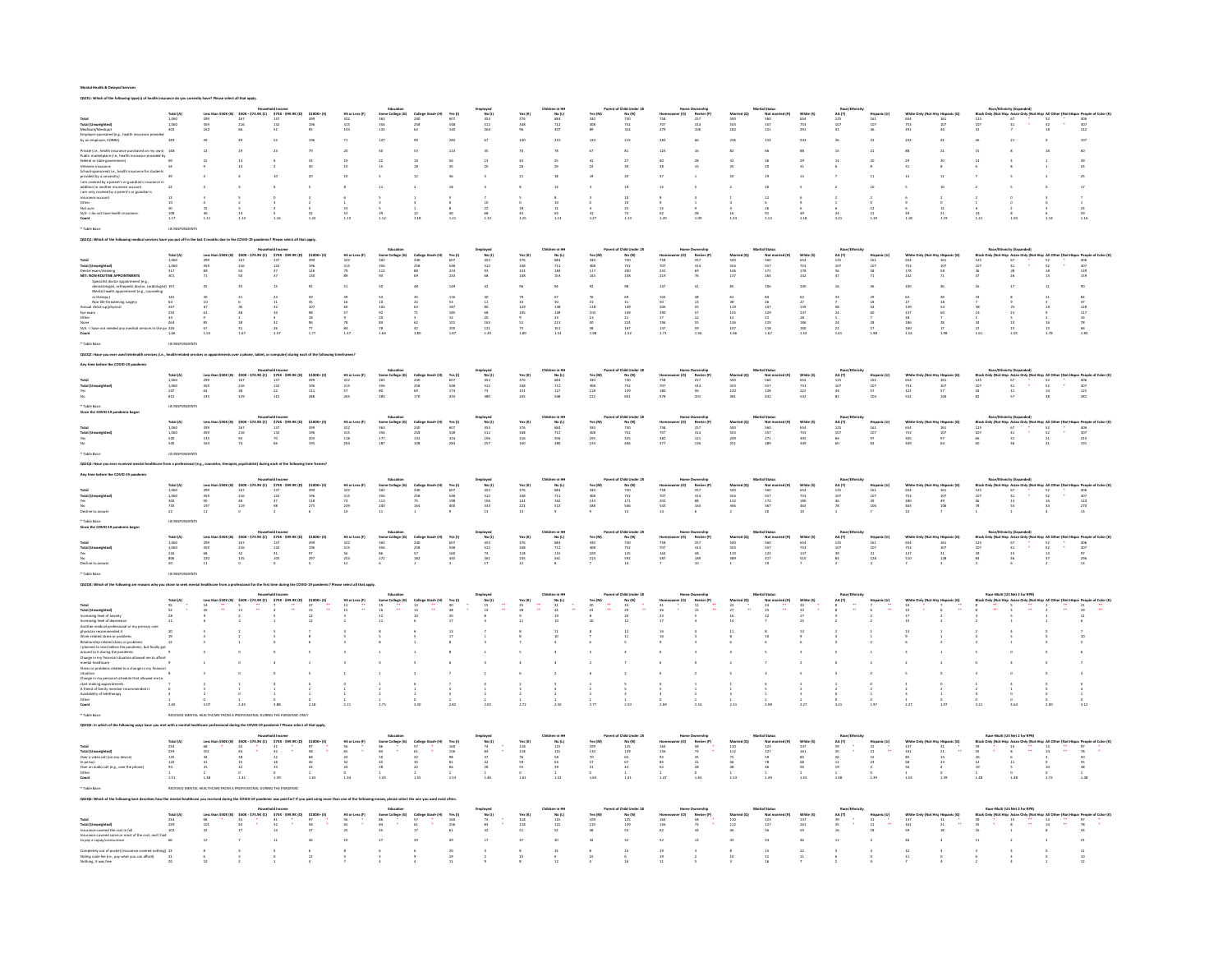**Mental Health & Delayed Services**

**QS2Q1: Which of the following type(s) of health insurance do you currently have? Please select all that apply.**

| | Total (A) | Less than $50K (B) | $50K - $74.9K (C) | $75K - $99.9K (D) | $100K+ (E) | HS or Less (F) | Some College (G) | College Grad+ (H) | Employed Yes (I) | Employed No (J) | Children in HH Yes (K) | Children in HH No (L) | Parent of Child Under 18 Yes (M) | Parent of Child Under 18 No (N) | Homeowner (O) | Renter (P) | Married (Q) | Not married (R) | White (S) | AA (T) | Hispanic (U) | White Only (Not Hisp) (V) | Hispanic (W) | Black Only (Not Hisp) | Asian Only (Not Hisp) | All Other (Not Hisp) | People of Color |
|---|---|---|---|---|---|---|---|---|---|---|---|---|---|---|---|---|---|---|---|---|---|---|---|---|---|---|---|
| Total | 1,060 | 299 | 167 | 137 | 399 | 322 | 363 | 200 | 607 | 453 | 376 | 684 | 330 | 730 | 758 | 257 | 503 | 560 | 654 | 125 | 161 | 654 | 161 | 125 | 67 | 52 | 406 |
| Total (Unweighted) | 1,060 | 359 | 216 | 142 | 196 | 315 | 356 | 298 | 548 | 512 | 348 | 712 | 308 | 752 | 707 | 314 | 503 | 557 | 753 | 107 | 107 | 753 | 107 | 107 | 41 | 52 | 307 |
| Medicare/Medicaid | 403 | 162 | 66 | 51 | 95 | 143 | 135 | 62 | 149 | 263 | 96 | 307 | 89 | 314 | 279 | 106 | 182 | 221 | 291 | 41 | 46 | 291 | 46 | 31 | 7 | 18 | 112 |
| Employer-sponsored (i.e., health insurance provided by an employer, COBRA) | 349 | 39 | 49 | 53 | 196 | 71 | 127 | 99 | 283 | 67 | 140 | 210 | 133 | 215 | 283 | 66 | 236 | 114 | 243 | 36 | 31 | 243 | 31 | 36 | 21 | 9 | 107 |
| Private (i.e., health insurance purchased on my own) | 148 | 22 | 19 | 23 | 79 | 20 | 40 | 53 | 113 | 35 | 70 | 78 | 67 | 81 | 124 | 16 | 82 | 66 | 88 | 15 | 21 | 88 | 21 | 15 | 8 | 16 | 60 |
| Public marketplace (i.e., health insurance provided by federal or state government) | 49 | 15 | 13 | 6 | 15 | 19 | 22 | 19 | 36 | 13 | 24 | 25 | 22 | 27 | 40 | 9 | 32 | 16 | 29 | 14 | 20 | 29 | 20 | 14 | 6 | 1 | 39 |
| Veterans insurance | 54 | 9 | 14 | 2 | 30 | 10 | 15 | 18 | 35 | 20 | 26 | 29 | 24 | 30 | 38 | 15 | 35 | 20 | 31 | 6 | 8 | 31 | 8 | 6 | 8 | 1 | 23 |
| School-sponsored (i.e., health insurance for students provided by a university) | 39 | 6 | 4 | 10 | 20 | 10 | 5 | 12 | 36 | 3 | 21 | 18 | 19 | 20 | 37 | 1 | 20 | 19 | 13 | 7 | 11 | 13 | 11 | 7 | 5 | 2 | 25 |
| I am covered by a parent's or guardian's insurance in addition to another insurance account | 22 | 4 | 5 | 6 | 5 | 8 | 11 | 2 | 18 | 3 | 8 | 13 | 3 | 19 | 15 | 5 | 2 | 20 | 5 | 2 | 10 | 5 | 10 | 2 | 5 | 0 | 17 |
| I am only covered by a parent's or guardian's insurance account | 15 | 3 | 5 | 0 | 3 | 6 | 5 | 1 | 5 | 7 | 5 | 8 | 3 | 10 | 8 | 3 | 1 | 12 | 6 | 2 | 2 | 6 | 2 | 2 | 0 | 3 | 7 |
| Other | 10 | 3 | 2 | 3 | 2 | 1 | 3 | 4 | 8 | 10 | 0 | 10 | 0 | 10 | 9 | 1 | 4 | 6 | 9 | 1 | 0 | 9 | 0 | 1 | 0 | 0 | 1 |
| Not sure | 30 | 15 | 3 | 2 | 5 | 23 | 5 | 1 | 8 | 22 | 18 | 12 | 3 | 25 | 15 | 9 | 3 | 26 | 6 | 6 | 12 | 6 | 12 | 6 | 2 | 3 | 23 |
| N/A – I do not have health insurance | 108 | 66 | 14 | 5 | 32 | 52 | 39 | 12 | 40 | 68 | 34 | 65 | 32 | 75 | 62 | 28 | 16 | 91 | 49 | 24 | 21 | 49 | 21 | 24 | 8 | 6 | 59 |
| Count | 1.17 | 1.11 | 1.14 | 1.16 | 1.24 | 1.13 | 1.12 | 1.18 | 1.21 | 1.13 | 1.25 | 1.13 | 1.27 | 1.13 | 1.20 | 1.09 | 1.23 | 1.13 | 1.18 | 1.21 | 1.19 | 1.18 | 1.19 | 1.21 | 1.03 | 1.14 | 1.16 |

* Table Base: US RESPONDENTS

**QS2Q1: Which of the following medical services have you put off in the last 3 months due to the COVID-19 pandemic? Please select all that apply.**

| | Total (A) | Less than $50K (B) | $50K - $74.9K (C) | $75K - $99.9K (D) | $100K+ (E) | HS or Less (F) | Some College (G) | College Grad+ (H) | Employed Yes (I) | Employed No (J) | Children in HH Yes (K) | Children in HH No (L) | Parent of Child Under 18 Yes (M) | Parent of Child Under 18 No (N) | Homeowner (O) | Renter (P) | Married (Q) | Not married (R) | White (S) | AA (T) | Hispanic (U) | White Only (Not Hisp) (V) | Hispanic (W) | Black Only (Not Hisp) | Asian Only (Not Hisp) | All Other (Not Hisp) | People of Color |
|---|---|---|---|---|---|---|---|---|---|---|---|---|---|---|---|---|---|---|---|---|---|---|---|---|---|---|---|
| Total | 1,060 | 299 | 167 | 137 | 399 | 322 | 363 | 200 | 607 | 453 | 376 | 684 | 330 | 730 | 758 | 257 | 503 | 560 | 654 | 125 | 161 | 654 | 161 | 125 | 67 | 52 | 406 |
| Total (Unweighted) | 1,060 | 359 | 216 | 142 | 196 | 315 | 356 | 298 | 548 | 512 | 348 | 712 | 308 | 752 | 707 | 314 | 503 | 557 | 753 | 107 | 107 | 753 | 107 | 107 | 41 | 52 | 307 |
| Dental exam/cleaning | 317 | 83 | 54 | 37 | 126 | 79 | 113 | 88 | 224 | 93 | 133 | 184 | 117 | 200 | 232 | 69 | 146 | 171 | 178 | 36 | 58 | 178 | 58 | 36 | 28 | 19 | 139 |
| NET: NON-ROUTINE APPOINTMENTS | 301 | 71 | 54 | 37 | 130 | 89 | 96 | 69 | 233 | 68 | 148 | 154 | 144 | 158 | 219 | 76 | 137 | 164 | 142 | 37 | 71 | 142 | 71 | 37 | 26 | 15 | 159 |
| Specialist doctor appointment (e.g., dermatologist, orthopedic doctor, cardiologist) | 151 | 35 | 25 | 13 | 62 | 51 | 50 | 48 | 119 | 32 | 96 | 94 | 92 | 98 | 147 | 41 | 85 | 106 | 100 | 16 | 46 | 100 | 46 | 16 | 17 | 11 | 90 |
| Mental health appointment (e.g., counseling or therapy) | 165 | 30 | 21 | 23 | 59 | 39 | 54 | 35 | 116 | 30 | 79 | 67 | 76 | 69 | 102 | 38 | 62 | 83 | 63 | 23 | 29 | 63 | 29 | 23 | 8 | 11 | 82 |
| Non-life-threatening surgery | 64 | 10 | 6 | 11 | 35 | 16 | 10 | 22 | 55 | 11 | 33 | 30 | 33 | 31 | 50 | 15 | 38 | 26 | 27 | 7 | 18 | 27 | 18 | 7 | 9 | 3 | 37 |
| Annual check-up/physical | 267 | 67 | 45 | 32 | 107 | 60 | 102 | 63 | 187 | 80 | 129 | 138 | 118 | 149 | 206 | 55 | 119 | 147 | 139 | 30 | 54 | 139 | 54 | 30 | 25 | 13 | 128 |
| Eye exam | 250 | 62 | 48 | 33 | 88 | 57 | 92 | 71 | 185 | 68 | 105 | 148 | 106 | 149 | 190 | 57 | 125 | 125 | 137 | 24 | 60 | 137 | 60 | 24 | 23 | 9 | 117 |
| Other | 33 | 9 | 5 | 4 | 10 | 9 | 10 | 3 | 14 | 20 | 9 | 25 | 13 | 21 | 17 | 12 | 12 | 22 | 18 | 1 | 7 | 18 | 7 | 1 | 5 | 2 | 16 |
| None | 264 | 85 | 38 | 32 | 96 | 78 | 84 | 62 | 101 | 163 | 51 | 213 | 40 | 224 | 196 | 55 | 134 | 129 | 186 | 24 | 28 | 186 | 28 | 24 | 10 | 16 | 78 |
| N/A – I have not needed any medical services in the past 3 months | 226 | 67 | 31 | 26 | 77 | 84 | 76 | 42 | 105 | 121 | 75 | 151 | 58 | 167 | 147 | 59 | 107 | 118 | 160 | 22 | 17 | 160 | 17 | 22 | 13 | 14 | 66 |
| Count | 1.96 | 1.55 | 1.87 | 1.57 | 1.77 | 1.47 | 1.66 | 1.80 | 1.87 | 1.39 | 1.89 | 1.53 | 1.98 | 1.52 | 1.71 | 1.56 | 1.66 | 1.67 | 1.54 | 1.61 | 1.98 | 1.54 | 1.98 | 1.61 | 2.05 | 1.78 | 1.85 |

* Table Base: US RESPONDENTS

**QS2Q2: Have you ever used telehealth services (i.e., healthrelated services or appointments over a phone, tablet, or computer) during each of the following timeframes?**

**Any time before the COVID-19 pandemic**

| | Total (A) | Less than $50K (B) | $50K - $74.9K (C) | $75K - $99.9K (D) | $100K+ (E) | HS or Less (F) | Some College (G) | College Grad+ (H) | Employed Yes (I) | Employed No (J) | Children in HH Yes (K) | Children in HH No (L) | Parent of Child Under 18 Yes (M) | Parent of Child Under 18 No (N) | Homeowner (O) | Renter (P) | Married (Q) | Not married (R) | White (S) | AA (T) | Hispanic (U) | White Only (Not Hisp) (V) | Hispanic (W) | Black Only (Not Hisp) | Asian Only (Not Hisp) | All Other (Not Hisp) | People of Color |
|---|---|---|---|---|---|---|---|---|---|---|---|---|---|---|---|---|---|---|---|---|---|---|---|---|---|---|---|
| Total | 1,060 | 299 | 167 | 137 | 399 | 322 | 363 | 200 | 607 | 453 | 376 | 684 | 330 | 730 | 758 | 257 | 503 | 560 | 654 | 125 | 161 | 654 | 161 | 125 | 67 | 52 | 406 |
| Total (Unweighted) | 1,060 | 359 | 216 | 142 | 196 | 315 | 356 | 298 | 548 | 512 | 348 | 712 | 308 | 752 | 707 | 314 | 503 | 557 | 753 | 107 | 107 | 753 | 107 | 107 | 41 | 52 | 307 |
| Yes | 247 | 64 | 38 | 22 | 111 | 57 | 80 | 69 | 174 | 73 | 131 | 117 | 118 | 129 | 180 | 56 | 120 | 128 | 113 | 34 | 57 | 122 | 57 | 34 | 13 | 15 | 125 |
| No | 813 | 235 | 129 | 115 | 288 | 265 | 283 | 170 | 433 | 380 | 245 | 568 | 212 | 601 | 578 | 201 | 383 | 432 | 542 | 82 | 104 | 532 | 104 | 82 | 57 | 38 | 281 |

* Table Base: US RESPONDENTS

**Since the COVID-19 pandemic began**

| | Total (A) | Less than $50K (B) | $50K - $74.9K (C) | $75K - $99.9K (D) | $100K+ (E) | HS or Less (F) | Some College (G) | College Grad+ (H) | Employed Yes (I) | Employed No (J) | Children in HH Yes (K) | Children in HH No (L) | Parent of Child Under 18 Yes (M) | Parent of Child Under 18 No (N) | Homeowner (O) | Renter (P) | Married (Q) | Not married (R) | White (S) | AA (T) | Hispanic (U) | White Only (Not Hisp) (V) | Hispanic (W) | Black Only (Not Hisp) | Asian Only (Not Hisp) | All Other (Not Hisp) | People of Color |
|---|---|---|---|---|---|---|---|---|---|---|---|---|---|---|---|---|---|---|---|---|---|---|---|---|---|---|---|
| Total | 1,060 | 299 | 167 | 137 | 399 | 322 | 363 | 200 | 607 | 453 | 376 | 684 | 330 | 730 | 758 | 257 | 503 | 560 | 654 | 125 | 161 | 654 | 161 | 125 | 67 | 52 | 406 |
| Total (Unweighted) | 1,060 | 359 | 216 | 142 | 196 | 315 | 356 | 298 | 548 | 512 | 348 | 712 | 308 | 752 | 707 | 314 | 503 | 557 | 753 | 107 | 107 | 753 | 107 | 107 | 41 | 52 | 307 |
| Yes | 520 | 135 | 93 | 70 | 203 | 118 | 177 | 132 | 324 | 196 | 216 | 304 | 195 | 325 | 382 | 111 | 249 | 271 | 305 | 65 | 97 | 305 | 97 | 65 | 31 | 21 | 215 |
| No | 540 | 164 | 74 | 66 | 195 | 203 | 187 | 108 | 283 | 257 | 160 | 380 | 134 | 406 | 377 | 136 | 251 | 289 | 349 | 60 | 64 | 349 | 64 | 60 | 36 | 31 | 191 |

* Table Base: US RESPONDENTS

**QS2Q3: Have you ever received mental healthcare from a professional (e.g., counselor, therapist, psychiatrist) during each of the following time frames?**

**Any time before the COVID-19 pandemic**

| | Total (A) | Less than $50K (B) | $50K - $74.9K (C) | $75K - $99.9K (D) | $100K+ (E) | HS or Less (F) | Some College (G) | College Grad+ (H) | Employed Yes (I) | Employed No (J) | Children in HH Yes (K) | Children in HH No (L) | Parent of Child Under 18 Yes (M) | Parent of Child Under 18 No (N) | Homeowner (O) | Renter (P) | Married (Q) | Not married (R) | White (S) | AA (T) | Hispanic (U) | White Only (Not Hisp) (V) | Hispanic (W) | Black Only (Not Hisp) | Asian Only (Not Hisp) | All Other (Not Hisp) | People of Color |
|---|---|---|---|---|---|---|---|---|---|---|---|---|---|---|---|---|---|---|---|---|---|---|---|---|---|---|---|
| Total | 1,060 | 299 | 167 | 137 | 399 | 322 | 363 | 200 | 607 | 453 | 376 | 684 | 330 | 730 | 758 | 257 | 503 | 560 | 654 | 125 | 161 | 654 | 161 | 125 | 67 | 52 | 406 |
| Total (Unweighted) | 1,060 | 359 | 216 | 142 | 196 | 315 | 356 | 298 | 548 | 512 | 348 | 712 | 308 | 752 | 707 | 314 | 503 | 557 | 753 | 107 | 107 | 753 | 107 | 107 | 41 | 52 | 307 |
| Yes | 306 | 90 | 48 | 37 | 118 | 74 | 113 | 75 | 198 | 106 | 142 | 162 | 133 | 171 | 202 | 85 | 132 | 172 | 180 | 39 | 48 | 180 | 49 | 36 | 13 | 16 | 123 |
| No | 733 | 197 | 119 | 98 | 275 | 239 | 240 | 164 | 400 | 333 | 221 | 512 | 188 | 545 | 533 | 164 | 366 | 367 | 463 | 78 | 106 | 463 | 106 | 78 | 53 | 33 | 270 |
| Decline to answer | 22 | 12 | 0 | 2 | 6 | 10 | 11 | 1 | 9 | 13 | 13 | 9 | 9 | 13 | 14 | 8 | 2 | 20 | 10 | 1 | 7 | 10 | 7 | 1 | 1 | 4 | 13 |

* Table Base: US RESPONDENTS

**Since the COVID-19 pandemic began**

| | Total (A) | Less than $50K (B) | $50K - $74.9K (C) | $75K - $99.9K (D) | $100K+ (E) | HS or Less (F) | Some College (G) | College Grad+ (H) | Employed Yes (I) | Employed No (J) | Children in HH Yes (K) | Children in HH No (L) | Parent of Child Under 18 Yes (M) | Parent of Child Under 18 No (N) | Homeowner (O) | Renter (P) | Married (Q) | Not married (R) | White (S) | AA (T) | Hispanic (U) | White Only (Not Hisp) (V) | Hispanic (W) | Black Only (Not Hisp) | Asian Only (Not Hisp) | All Other (Not Hisp) | People of Color |
|---|---|---|---|---|---|---|---|---|---|---|---|---|---|---|---|---|---|---|---|---|---|---|---|---|---|---|---|
| Total | 1,060 | 299 | 167 | 137 | 399 | 322 | 363 | 200 | 607 | 453 | 376 | 684 | 330 | 730 | 758 | 257 | 503 | 560 | 654 | 125 | 161 | 654 | 161 | 125 | 67 | 52 | 406 |
| Total (Unweighted) | 1,060 | 359 | 216 | 142 | 196 | 315 | 356 | 298 | 548 | 512 | 348 | 712 | 308 | 752 | 707 | 314 | 503 | 557 | 753 | 107 | 107 | 753 | 107 | 107 | 41 | 52 | 307 |
| Yes | 234 | 68 | 32 | 31 | 97 | 56 | 86 | 57 | 160 | 74 | 118 | 115 | 109 | 125 | 164 | 58 | 110 | 123 | 137 | 39 | 31 | 137 | 31 | 39 | 15 | 13 | 97 |
| No | 806 | 220 | 135 | 105 | 297 | 253 | 272 | 182 | 445 | 361 | 245 | 561 | 214 | 592 | 587 | 189 | 389 | 417 | 510 | 84 | 128 | 510 | 128 | 84 | 48 | 37 | 296 |
| Decline to answer | 20 | 11 | 0 | 0 | 5 | 13 | 6 | 1 | 3 | 17 | 12 | 8 | 7 | 14 | 7 | 10 | 1 | 19 | 7 | 3 | 3 | 7 | 3 | 3 | 4 | 2 | 13 |

* Table Base: US RESPONDENTS

**QS2Q4: Which of the following are reasons why you chose to seek mental healthcare from a professional for the first time during the COVID-19 pandemic? Please select all that apply.**

| | Total (A) | Less than $50K (B) | $50K - $74.9K (C) | $75K - $99.9K (D) | $100K+ (E) | HS or Less (F) | Some College (G) | College Grad+ (H) | Employed Yes (I) | Employed No (J) | Children in HH Yes (K) | Children in HH No (L) | Parent of Child Under 18 Yes (M) | Parent of Child Under 18 No (N) | Homeowner (O) | Renter (P) | Married (Q) | Not married (R) | White (S) | AA (T) | Hispanic (U) | White Only (Not Hisp) (V) | Hispanic (W) | Black Only (Not Hisp) | Asian Only (Not Hisp) | All Other (Not Hisp) | People of Color |
|---|---|---|---|---|---|---|---|---|---|---|---|---|---|---|---|---|---|---|---|---|---|---|---|---|---|---|---|
| Total | 55 | 14 | 5 | 7 | 27 | 13 | 19 | 14 | 40 | 15 | 25 | 31 | 20 | 35 | 41 | 12 | 32 | 24 | 34 | 5 | 16 | 34 | 16 | 8 | 5 | 3 | 21 |
| Total (Unweighted) | 52 | 20 | 11 | 4 | 15 | 15 | 16 | 13 | 38 | 14 | 28 | 24 | 23 | 29 | 36 | 15 | 27 | 25 | 33 | 8 | 6 | 33 | 6 | 8 | 3 | 3 | 19 |
| Increasing level of anxiety | 28 | 9 | 1 | 5 | 13 | 4 | 12 | 10 | 20 | 8 | 9 | 19 | 10 | 18 | 16 | 12 | 17 | 11 | 17 | 1 | 7 | 17 | 7 | 1 | 3 | 1 | 11 |
| Increasing level of depression | 21 | 6 | 2 | 1 | 12 | 2 | 11 | 6 | 17 | 4 | 11 | 10 | 10 | 12 | 17 | 4 | 14 | 7 | 15 | 2 | 2 | 15 | 2 | 2 | 1 | 2 | 6 |
| Another medical professional or my primary care physician recommended it | 20 | 5 | 2 | 5 | 7 | 4 | 8 | 15 | 7 | 8 | 11 | 8 | 11 | 12 | 16 | 4 | 11 | 8 | 13 | 2 | 1 | 13 | 1 | 2 | 4 | 0 | 7 |
| Work-related stress or problems | 19 | 3 | 2 | 5 | 8 | 5 | 5 | 8 | 15 | 8 | 7 | 11 | 8 | 11 | 16 | 3 | 8 | 10 | 9 | 0 | 1 | 9 | 1 | 4 | 5 | 0 | 10 |
| Relationship-related stress or problems | 12 | 5 | 1 | 0 | 5 | 4 | 3 | 8 | 1 | 3 | 8 | 4 | 7 | 4 | 6 | 5 | 4 | 6 | 6 | 3 | 1 | 6 | 1 | 3 | 1 | 0 | 5 |
| I planned to start before the pandemic, but finally got around to it during the pandemic | 9 | 0 | 0 | 0 | 5 | 3 | 1 | 1 | 8 | 1 | 5 | 4 | 5 | 4 | 6 | 3 | 4 | 5 | 3 | 5 | 1 | 3 | 1 | 5 | 0 | 0 | 6 |
| Change in my financial situation allowed me to afford mental healthcare | 9 | 1 | 0 | 4 | 1 | 3 | 0 | 5 | 6 | 3 | 4 | 4 | 2 | 7 | 6 | 0 | 2 | 7 | 2 | 0 | 2 | 2 | 2 | 0 | 4 | 0 | 7 |
| Stress or problems related to a change in my financial situation | 8 | 3 | 0 | 0 | 5 | 1 | 1 | 2 | 7 | 1 | 6 | 2 | 6 | 2 | 6 | 2 | 5 | 3 | 5 | 3 | 0 | 5 | 0 | 3 | 0 | 0 | 3 |
| Change in my personal schedule that allowed me to start making appointments | 7 | 2 | 1 | 4 | 0 | 0 | 1 | 6 | 7 | 0 | 2 | 5 | 1 | 5 | 6 | 1 | 1 | 6 | 1 | 1 | 0 | 1 | 0 | 1 | 4 | 0 | 6 |
| A friend of family member recommended it | 6 | 3 | 1 | 2 | 1 | 2 | 1 | 5 | 1 | 2 | 4 | 2 | 4 | 5 | 1 | 1 | 5 | 2 | 2 | 2 | 2 | 2 | 2 | 1 | 0 | 0 | 4 |
| Availability of teletherapy | 4 | 2 | 0 | 1 | 1 | 1 | 2 | 1 | 3 | 2 | 2 | 2 | 2 | 3 | 2 | 3 | 1 | 3 | 0 | 1 | 0 | 1 | 0 | 0 | 0 | 1 |
| Other | 1 | 0 | 0 | 1 | 0 | 1 | 0 | 1 | 0 | 1 | 1 | 0 | 1 | 0 | 1 | 0 | 1 | 0 | 1 | 0 | 0 | 1 | 0 | 0 | 0 | 0 | 0 |
| Count | 2.60 | 3.07 | 2.45 | 3.88 | 2.18 | 2.21 | 2.75 | 3.00 | 2.82 | 2.02 | 2.72 | 2.50 | 2.77 | 2.50 | 2.69 | 2.54 | 2.31 | 2.98 | 2.27 | 3.21 | 1.97 | 2.27 | 1.97 | 3.21 | 4.64 | 2.01 | 3.12 |

* Table Base: RECEIVED MENTAL HEALTHCARE FROM A PROFESSIONAL DURING THE PANDEMIC ONLY

**QS2Q5: In which of the following ways have you met with a mental healthcare professional during the COVID-19 pandemic? Please select all that apply.**

| | Total (A) | Less than $50K (B) | $50K - $74.9K (C) | $75K - $99.9K (D) | $100K+ (E) | HS or Less (F) | Some College (G) | College Grad+ (H) | Employed Yes (I) | Employed No (J) | Children in HH Yes (K) | Children in HH No (L) | Parent of Child Under 18 Yes (M) | Parent of Child Under 18 No (N) | Homeowner (O) | Renter (P) | Married (Q) | Not married (R) | White (S) | AA (T) | Hispanic (U) | White Only (Not Hisp) (V) | Hispanic (W) | Black Only (Not Hisp) | Asian Only (Not Hisp) | All Other (Not Hisp) | People of Color |
|---|---|---|---|---|---|---|---|---|---|---|---|---|---|---|---|---|---|---|---|---|---|---|---|---|---|---|---|
| Total | 234 | 68 | 32 | 31 | 97 | 56 | 86 | 57 | 160 | 74 | 118 | 115 | 109 | 125 | 164 | 58 | 110 | 123 | 137 | 39 | 31 | 137 | 31 | 39 | 15 | 13 | 97 |
| Total (Unweighted) | 239 | 101 | 44 | 32 | 58 | 63 | 84 | 61 | 156 | 83 | 118 | 121 | 110 | 129 | 156 | 73 | 112 | 127 | 161 | 35 | 21 | 161 | 21 | 35 | 9 | 13 | 78 |
| Over a video call (on any device) | 135 | 34 | 18 | 12 | 68 | 24 | 50 | 32 | 98 | 37 | 76 | 58 | 70 | 65 | 92 | 35 | 75 | 59 | 85 | 26 | 15 | 85 | 15 | 26 | 6 | 3 | 50 |
| In-person | 120 | 32 | 15 | 19 | 46 | 32 | 43 | 35 | 81 | 32 | 59 | 61 | 57 | 67 | 85 | 31 | 46 | 78 | 68 | 12 | 23 | 68 | 23 | 12 | 11 | 9 | 55 |
| Over an audio call (e.g., over the phone) | 93 | 25 | 12 | 13 | 43 | 24 | 28 | 22 | 66 | 28 | 55 | 39 | 51 | 43 | 62 | 28 | 38 | 46 | 56 | 19 | 5 | 56 | 4 | 19 | 5 | 10 | 38 |
| Other | 1 | 1 | 0 | 0 | 1 | 0 | 1 | 1 | 1 | 0 | 1 | 0 | 1 | 0 | 1 | 0 | 1 | 1 | 1 | 0 | 1 | 0 | 0 | 0 | 1 | 0 | 1 |
| Count | 1.51 | 1.38 | 1.41 | 1.39 | 1.63 | 1.43 | 1.43 | 1.55 | 1.53 | 1.46 | 1.61 | 1.41 | 1.63 | 1.41 | 1.47 | 1.63 | 1.53 | 1.49 | 1.53 | 1.48 | 1.39 | 1.53 | 1.39 | 1.48 | 1.48 | 1.72 | 1.48 |

* Table Base: RECEIVED MENTAL HEALTHCARE FROM A PROFESSIONAL DURING THE PANDEMIC

**QS2Q6: Which of the following best describes how the mental healthcare you received during the COVID-19 pandemic was paid for? If you paid using more than one of the following means, please select the one you used most often.**

| | Total (A) | Less than $50K (B) | $50K - $74.9K (C) | $75K - $99.9K (D) | $100K+ (E) | HS or Less (F) | Some College (G) | College Grad+ (H) | Employed Yes (I) | Employed No (J) | Children in HH Yes (K) | Children in HH No (L) | Parent of Child Under 18 Yes (M) | Parent of Child Under 18 No (N) | Homeowner (O) | Renter (P) | Married (Q) | Not married (R) | White (S) | AA (T) | Hispanic (U) | White Only (Not Hisp) (V) | Hispanic (W) | Black Only (Not Hisp) | Asian Only (Not Hisp) | All Other (Not Hisp) | People of Color |
|---|---|---|---|---|---|---|---|---|---|---|---|---|---|---|---|---|---|---|---|---|---|---|---|---|---|---|---|
| Total | 234 | 68 | 32 | 31 | 97 | 56 | 86 | 57 | 160 | 74 | 118 | 115 | 109 | 125 | 164 | 58 | 110 | 123 | 137 | 39 | 31 | 137 | 31 | 39 | 15 | 13 | 97 |
| Total (Unweighted) | 239 | 101 | 44 | 32 | 58 | 63 | 84 | 61 | 156 | 83 | 118 | 121 | 110 | 129 | 156 | 73 | 112 | 127 | 161 | 35 | 21 | 161 | 21 | 35 | 9 | 13 | 78 |
| Insurance covered the cost in full | 102 | 32 | 17 | 13 | 37 | 25 | 43 | 17 | 61 | 42 | 51 | 52 | 48 | 55 | 62 | 34 | 36 | 56 | 59 | 16 | 18 | 59 | 18 | 16 | 1 | 8 | 43 |
| Insurance covered some or most of the cost, and I had to pay a copay/coinsurance | 86 | 12 | 7 | 11 | 46 | 10 | 27 | 20 | 49 | 17 | 37 | 30 | 34 | 32 | 52 | 13 | 43 | 23 | 46 | 11 | 3 | 46 | 3 | 11 | 3 | 3 | 21 |
| Completely out of pocket (insurance covered nothing) | 23 | 8 | 3 | 5 | 6 | 6 | 6 | 20 | 3 | 0 | 15 | 8 | 15 | 8 | 19 | 4 | 8 | 15 | 12 | 3 | 0 | 12 | 0 | 3 | 0 | 0 | 11 |
| Sliding scale fee (i.e., pay what you can afford) | 21 | 6 | 3 | 0 | 12 | 5 | 3 | 9 | 19 | 2 | 15 | 6 | 15 | 6 | 19 | 2 | 10 | 11 | 11 | 6 | 0 | 11 | 0 | 6 | 0 | 0 | 10 |
| Nothing, it was free | 20 | 10 | 2 | 1 | 3 | 7 | 4 | 4 | 11 | 9 | 8 | 12 | 4 | 16 | 11 | 5 | 3 | 16 | 7 | 2 | 4 | 7 | 4 | 2 | 4 | 1 | 12 |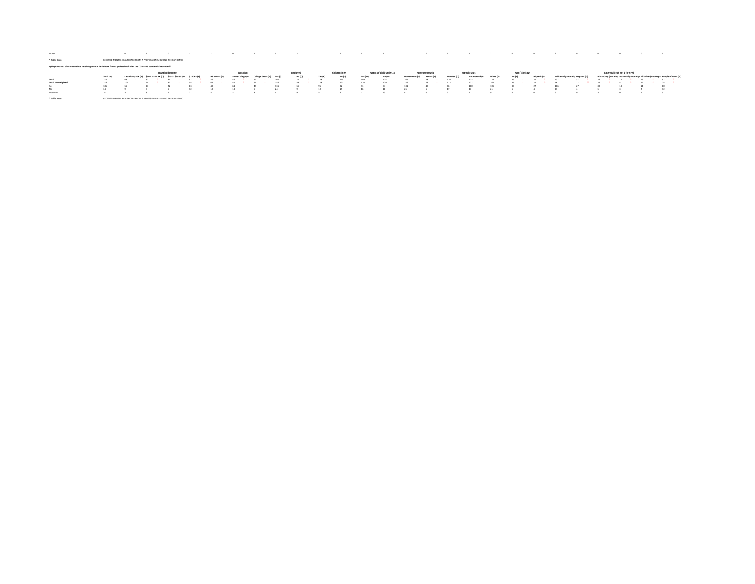| Other | 2 | 0 | 1 | 0 | 1 | 1 | 0 | 1 | 0 | 2 | 1 | 1 | 1 | 1 | 1 | 1 | 1 | 1 | 2 | 0 | 0 | 2 | 0 | 0 | 0 | 0 | 0 |
|---|---|---|---|---|---|---|---|---|---|---|---|---|---|---|---|---|---|---|---|---|---|---|---|---|---|---|---|

* Table Base: RECEIVED MENTAL HEALTHCARE FROM A PROFESSIONAL DURING THE PANDEMIC

**QS3Q7: Do you plan to continue receiving mental healthcare from a professional after the COVID-19 pandemic has ended?**

| | | Household Income | | | | Education | | | Employed | | Children in HH | | Parent of Child Under 18 | | Home Ownership | | Marital Status | | | Race/Ethnicity | | | | Race-Multi (US Net 2 for RPR) | | | |
|---|---|---|---|---|---|---|---|---|---|---|---|---|---|---|---|---|---|---|---|---|---|---|---|---|---|---|---|
| | Total (A) | Less than $50K (B) | $50K - $74.9K (C) | $75K - $99.9K (D) | $100K+ (E) | HS or Less (F) | Some College (G) | College Grad+ (H) | Yes (I) | No (J) | Yes (K) | No (L) | Yes (M) | No (N) | Homeowner (O) | Renter (P) | Married (Q) | Not married (R) | White (S) | AA (T) | Hispanic (U) | White Only (Not Hispanic) | Hispanic (X) | Black Only (Not Hisp.) | Asian Only (Not Hisp.) | All Other (Not Hispanic) | People of Color (E) |
| Total | 234 | 68 * | 32 * | 31 * | 97 * | 56 * | 86 * | 57 * | 160 | 74 * | 118 | 115 | 109 | 125 | 164 | 68 * | 110 | 123 | 137 | 35 * | 31 * | 137 | 31 * | 39 * | 15 ** | 13 ** | 97 * |
| Total (Unweighted) | 239 | 101 | 44 * | 32 * | 55 * | 65 * | 84 * | 61 * | 156 | 83 * | 118 | 121 | 110 | 129 | 156 | 73 * | 112 | 127 | 161 | 35 * | 21 ** | 161 | 21 ** | 35 * | 9 ** | 14 ** | 78 * |
| Yes | 186 | 55 | 23 | 22 | 83 | 40 | 64 | 49 | 131 | 56 | 95 | 92 | 93 | 94 | 131 | 47 | 86 | 100 | 106 | 30 | 27 | 106 | 27 | 30 | 13 | 11 | 80 |
| No | 34 | 9 | 6 | 5 | 12 | 10 | 18 | 6 | 24 | 9 | 19 | 15 | 16 | 18 | 25 | 6 | 17 | 17 | 21 | 5 | 4 | 21 | 4 | 5 | 3 | 2 | 12 |
| Not sure | 14 | 3 | 3 | 4 | 2 | 5 | 3 | 3 | 4 | 9 | 5 | 9 | 1 | 13 | 8 | 4 | 7 | 7 | 9 | 0 | 0 | 9 | 0 | 4 | 0 | 1 | 5 |

* Table Base: RECEIVED MENTAL HEALTHCARE FROM A PROFESSIONAL DURING THE PANDEMIC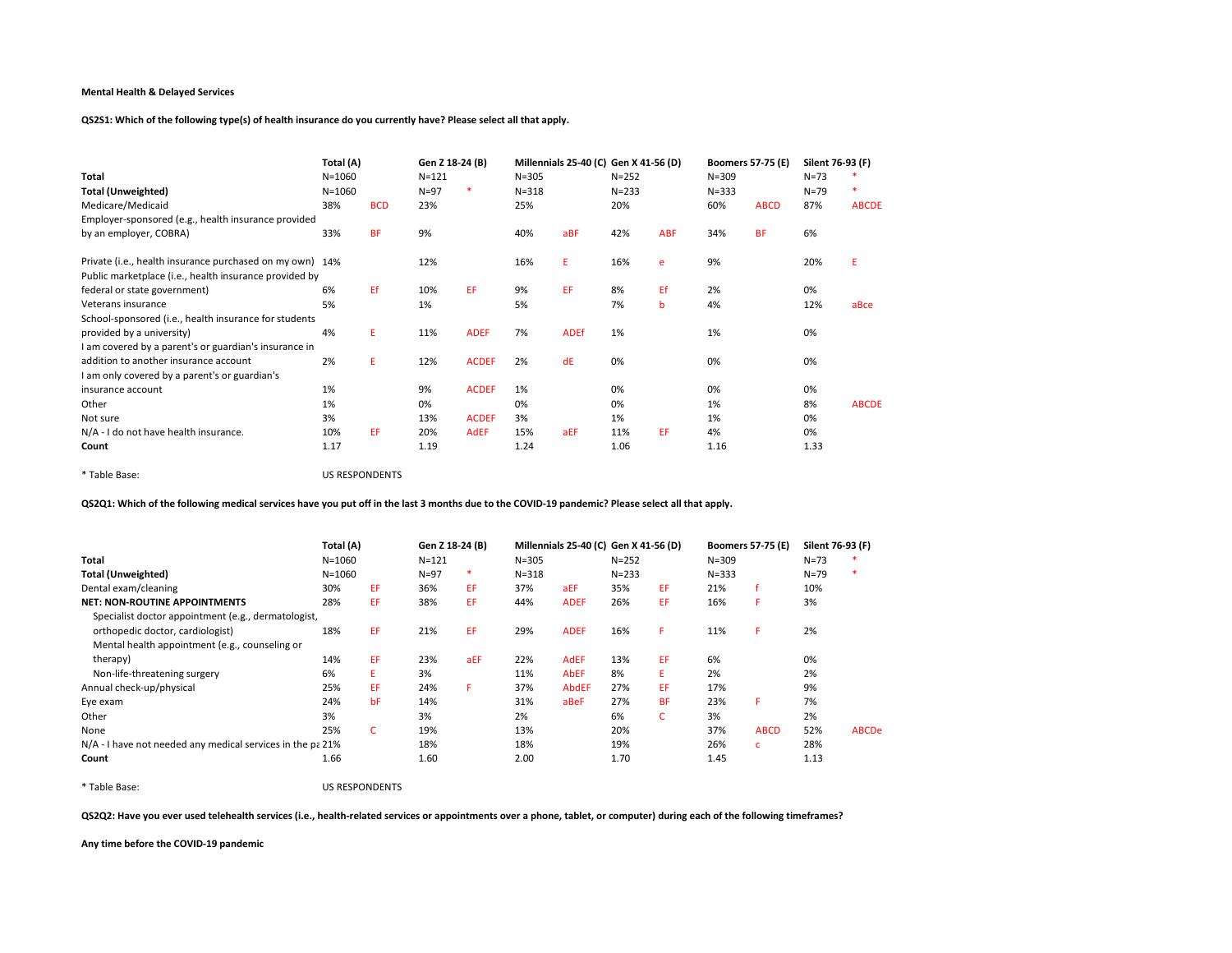**Mental Health & Delayed Services**

**QS2S1: Which of the following type(s) of health insurance do you currently have? Please select all that apply.**

| | Total (A) | | Gen Z 18-24 (B) | | Millennials 25-40 (C) | | Gen X 41-56 (D) | | Boomers 57-75 (E) | | Silent 76-93 (F) | |
|---|---|---|---|---|---|---|---|---|---|---|---|---|
| **Total** | N=1060 | | N=121 | | N=305 | | N=252 | | N=309 | | N=73 | * |
| **Total (Unweighted)** | N=1060 | | N=97 | * | N=318 | | N=233 | | N=333 | | N=79 | * |
| Medicare/Medicaid | 38% | BCD | 23% | | 25% | | 20% | | 60% | ABCD | 87% | ABCDE |
| Employer-sponsored (e.g., health insurance provided by an employer, COBRA) | 33% | BF | 9% | | 40% | aBF | 42% | ABF | 34% | BF | 6% | |
| Private (i.e., health insurance purchased on my own) | 14% | | 12% | | 16% | E | 16% | e | 9% | | 20% | E |
| Public marketplace (i.e., health insurance provided by federal or state government) | 6% | Ef | 10% | EF | 9% | EF | 8% | Ef | 2% | | 0% | |
| Veterans insurance | 5% | | 1% | | 5% | | 7% | b | 4% | | 12% | aBce |
| School-sponsored (i.e., health insurance for students provided by a university) | 4% | E | 11% | ADEF | 7% | ADEf | 1% | | 1% | | 0% | |
| I am covered by a parent's or guardian's insurance in addition to another insurance account | 2% | E | 12% | ACDEF | 2% | dE | 0% | | 0% | | 0% | |
| I am only covered by a parent's or guardian's insurance account | 1% | | 9% | ACDEF | 1% | | 0% | | 0% | | 0% | |
| Other | 1% | | 0% | | 0% | | 0% | | 1% | | 8% | ABCDE |
| Not sure | 3% | | 13% | ACDEF | 3% | | 1% | | 1% | | 0% | |
| N/A - I do not have health insurance. | 10% | EF | 20% | AdEF | 15% | aEF | 11% | EF | 4% | | 0% | |
| **Count** | 1.17 | | 1.19 | | 1.24 | | 1.06 | | 1.16 | | 1.33 | |

* Table Base: US RESPONDENTS

**QS2Q1: Which of the following medical services have you put off in the last 3 months due to the COVID-19 pandemic? Please select all that apply.**

| | Total (A) | | Gen Z 18-24 (B) | | Millennials 25-40 (C) | | Gen X 41-56 (D) | | Boomers 57-75 (E) | | Silent 76-93 (F) | |
|---|---|---|---|---|---|---|---|---|---|---|---|---|
| **Total** | N=1060 | | N=121 | | N=305 | | N=252 | | N=309 | | N=73 | * |
| **Total (Unweighted)** | N=1060 | | N=97 | * | N=318 | | N=233 | | N=333 | | N=79 | * |
| Dental exam/cleaning | 30% | EF | 36% | EF | 37% | aEF | 35% | EF | 21% | f | 10% | |
| **NET: NON-ROUTINE APPOINTMENTS** | 28% | EF | 38% | EF | 44% | ADEF | 26% | EF | 16% | F | 3% | |
| Specialist doctor appointment (e.g., dermatologist, orthopedic doctor, cardiologist) | 18% | EF | 21% | EF | 29% | ADEF | 16% | F | 11% | F | 2% | |
| Mental health appointment (e.g., counseling or therapy) | 14% | EF | 23% | aEF | 22% | AdEF | 13% | EF | 6% | | 0% | |
| Non-life-threatening surgery | 6% | E | 3% | | 11% | AbEF | 8% | E | 2% | | 2% | |
| Annual check-up/physical | 25% | EF | 24% | F | 37% | AbdEF | 27% | EF | 17% | | 9% | |
| Eye exam | 24% | bF | 14% | | 31% | aBeF | 27% | BF | 23% | F | 7% | |
| Other | 3% | | 3% | | 2% | | 6% | C | 3% | | 2% | |
| None | 25% | C | 19% | | 13% | | 20% | | 37% | ABCD | 52% | ABCDe |
| N/A - I have not needed any medical services in the pa | 21% | | 18% | | 18% | | 19% | | 26% | c | 28% | |
| **Count** | 1.66 | | 1.60 | | 2.00 | | 1.70 | | 1.45 | | 1.13 | |

* Table Base: US RESPONDENTS

**QS2Q2: Have you ever used telehealth services (i.e., health-related services or appointments over a phone, tablet, or computer) during each of the following timeframes?**

**Any time before the COVID-19 pandemic**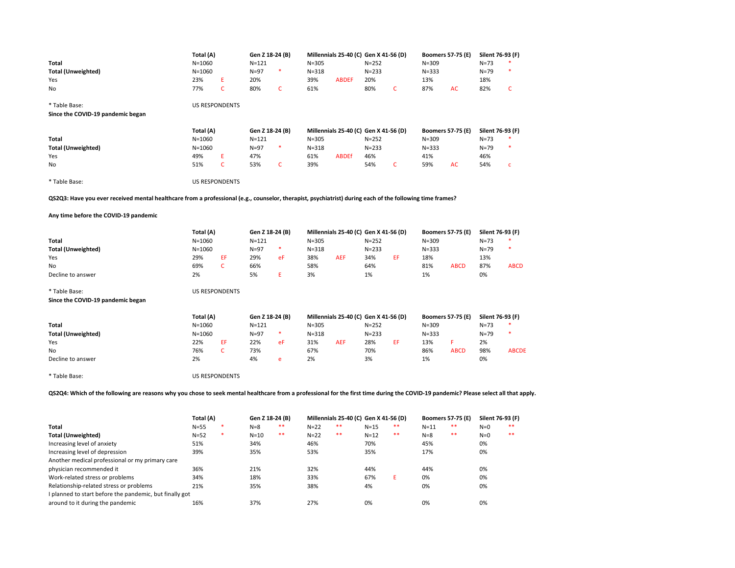| | Total (A) | | Gen Z 18-24 (B) | | Millennials 25-40 (C) | | Gen X 41-56 (D) | | Boomers 57-75 (E) | | Silent 76-93 (F) | |
|---|---|---|---|---|---|---|---|---|---|---|---|---|
| **Total** | N=1060 | | N=121 | | N=305 | | N=252 | | N=309 | | N=73 | * |
| **Total (Unweighted)** | N=1060 | | N=97 | * | N=318 | | N=233 | | N=333 | | N=79 | * |
| Yes | 23% | E | 20% | | 39% | ABDEF | 20% | | 13% | | 18% | |
| No | 77% | C | 80% | C | 61% | | 80% | C | 87% | AC | 82% | C |

* Table Base: US RESPONDENTS

**Since the COVID-19 pandemic began**

| | Total (A) | | Gen Z 18-24 (B) | | Millennials 25-40 (C) | | Gen X 41-56 (D) | | Boomers 57-75 (E) | | Silent 76-93 (F) | |
|---|---|---|---|---|---|---|---|---|---|---|---|---|
| **Total** | N=1060 | | N=121 | | N=305 | | N=252 | | N=309 | | N=73 | * |
| **Total (Unweighted)** | N=1060 | | N=97 | * | N=318 | | N=233 | | N=333 | | N=79 | * |
| Yes | 49% | E | 47% | | 61% | ABDEf | 46% | | 41% | | 46% | |
| No | 51% | C | 53% | C | 39% | | 54% | C | 59% | AC | 54% | c |

* Table Base: US RESPONDENTS

**QS2Q3: Have you ever received mental healthcare from a professional (e.g., counselor, therapist, psychiatrist) during each of the following time frames?**

**Any time before the COVID-19 pandemic**

| | Total (A) | | Gen Z 18-24 (B) | | Millennials 25-40 (C) | | Gen X 41-56 (D) | | Boomers 57-75 (E) | | Silent 76-93 (F) | |
|---|---|---|---|---|---|---|---|---|---|---|---|---|
| **Total** | N=1060 | | N=121 | | N=305 | | N=252 | | N=309 | | N=73 | * |
| **Total (Unweighted)** | N=1060 | | N=97 | * | N=318 | | N=233 | | N=333 | | N=79 | * |
| Yes | 29% | EF | 29% | eF | 38% | AEF | 34% | EF | 18% | | 13% | |
| No | 69% | C | 66% | | 58% | | 64% | | 81% | ABCD | 87% | ABCD |
| Decline to answer | 2% | | 5% | E | 3% | | 1% | | 1% | | 0% | |

* Table Base: US RESPONDENTS

**Since the COVID-19 pandemic began**

| | Total (A) | | Gen Z 18-24 (B) | | Millennials 25-40 (C) | | Gen X 41-56 (D) | | Boomers 57-75 (E) | | Silent 76-93 (F) | |
|---|---|---|---|---|---|---|---|---|---|---|---|---|
| **Total** | N=1060 | | N=121 | | N=305 | | N=252 | | N=309 | | N=73 | * |
| **Total (Unweighted)** | N=1060 | | N=97 | * | N=318 | | N=233 | | N=333 | | N=79 | * |
| Yes | 22% | EF | 22% | eF | 31% | AEF | 28% | EF | 13% | F | 2% | |
| No | 76% | C | 73% | | 67% | | 70% | | 86% | ABCD | 98% | ABCDE |
| Decline to answer | 2% | | 4% | e | 2% | | 3% | | 1% | | 0% | |

* Table Base: US RESPONDENTS

**QS2Q4: Which of the following are reasons why you chose to seek mental healthcare from a professional for the first time during the COVID-19 pandemic? Please select all that apply.**

| | Total (A) | | Gen Z 18-24 (B) | | Millennials 25-40 (C) | | Gen X 41-56 (D) | | Boomers 57-75 (E) | | Silent 76-93 (F) | |
|---|---|---|---|---|---|---|---|---|---|---|---|---|
| **Total** | N=55 | * | N=8 | ** | N=22 | ** | N=15 | ** | N=11 | ** | N=0 | ** |
| **Total (Unweighted)** | N=52 | * | N=10 | ** | N=22 | ** | N=12 | ** | N=8 | ** | N=0 | ** |
| Increasing level of anxiety | 51% | | 34% | | 46% | | 70% | | 45% | | 0% | |
| Increasing level of depression | 39% | | 35% | | 53% | | 35% | | 17% | | 0% | |
| Another medical professional or my primary care physician recommended it | 36% | | 21% | | 32% | | 44% | | 44% | | 0% | |
| Work-related stress or problems | 34% | | 18% | | 33% | | 67% | E | 0% | | 0% | |
| Relationship-related stress or problems | 21% | | 35% | | 38% | | 4% | | 0% | | 0% | |
| I planned to start before the pandemic, but finally got around to it during the pandemic | 16% | | 37% | | 27% | | 0% | | 0% | | 0% | |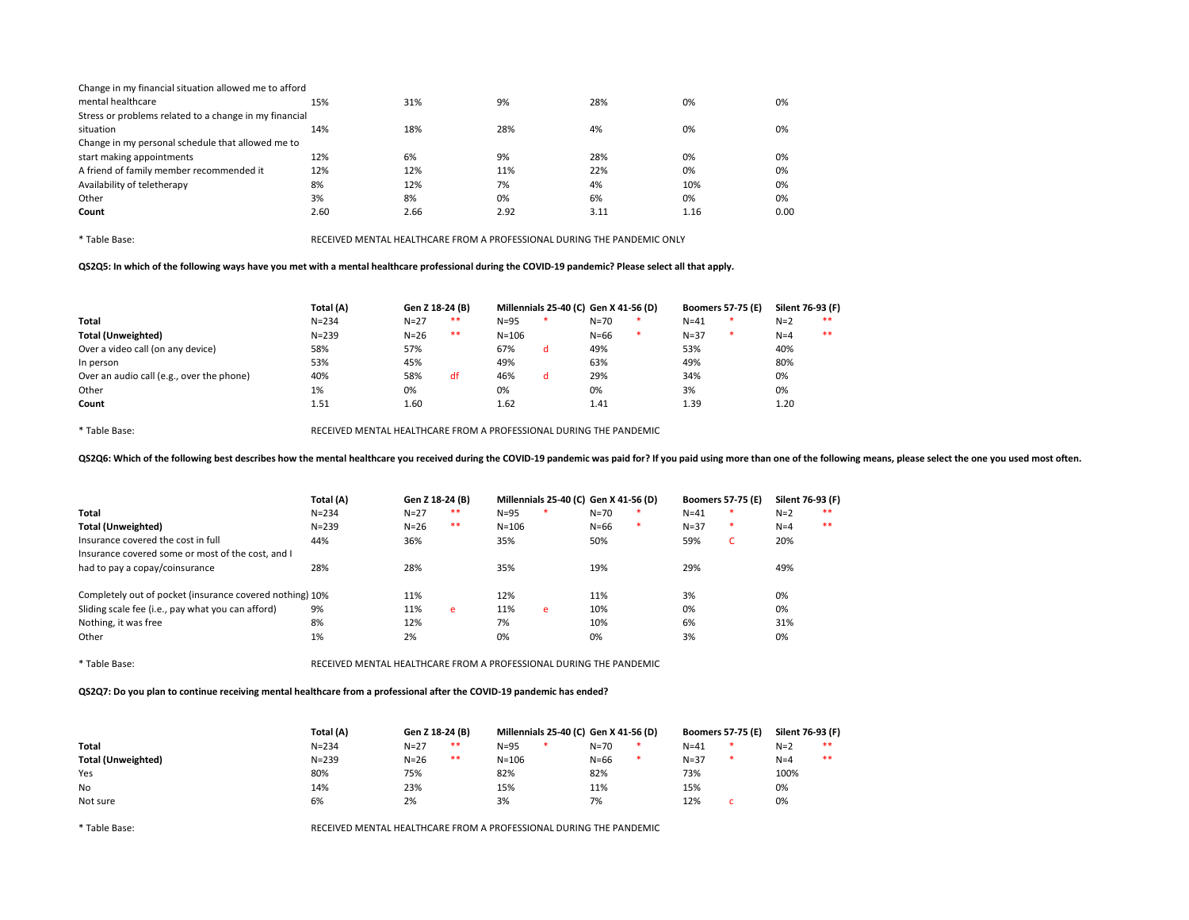| | | | | | | |
|---|---|---|---|---|---|---|
| Change in my financial situation allowed me to afford mental healthcare | 15% | 31% | 9% | 28% | 0% | 0% |
| Stress or problems related to a change in my financial situation | 14% | 18% | 28% | 4% | 0% | 0% |
| Change in my personal schedule that allowed me to start making appointments | 12% | 6% | 9% | 28% | 0% | 0% |
| A friend of family member recommended it | 12% | 12% | 11% | 22% | 0% | 0% |
| Availability of teletherapy | 8% | 12% | 7% | 4% | 10% | 0% |
| Other | 3% | 8% | 0% | 6% | 0% | 0% |
| **Count** | 2.60 | 2.66 | 2.92 | 3.11 | 1.16 | 0.00 |

* Table Base: RECEIVED MENTAL HEALTHCARE FROM A PROFESSIONAL DURING THE PANDEMIC ONLY

**QS2Q5: In which of the following ways have you met with a mental healthcare professional during the COVID-19 pandemic? Please select all that apply.**

| | Total (A) | Gen Z 18-24 (B) | | Millennials 25-40 (C) | | Gen X 41-56 (D) | | Boomers 57-75 (E) | | Silent 76-93 (F) | |
|---|---|---|---|---|---|---|---|---|---|---|---|
| **Total** | N=234 | N=27 | ** | N=95 | * | N=70 | * | N=41 | * | N=2 | ** |
| **Total (Unweighted)** | N=239 | N=26 | ** | N=106 | | N=66 | * | N=37 | * | N=4 | ** |
| Over a video call (on any device) | 58% | 57% | | 67% | d | 49% | | 53% | | 40% | |
| In person | 53% | 45% | | 49% | | 63% | | 49% | | 80% | |
| Over an audio call (e.g., over the phone) | 40% | 58% | df | 46% | d | 29% | | 34% | | 0% | |
| Other | 1% | 0% | | 0% | | 0% | | 3% | | 0% | |
| **Count** | 1.51 | 1.60 | | 1.62 | | 1.41 | | 1.39 | | 1.20 | |

* Table Base: RECEIVED MENTAL HEALTHCARE FROM A PROFESSIONAL DURING THE PANDEMIC

**QS2Q6: Which of the following best describes how the mental healthcare you received during the COVID-19 pandemic was paid for? If you paid using more than one of the following means, please select the one you used most often.**

| | Total (A) | Gen Z 18-24 (B) | | Millennials 25-40 (C) | | Gen X 41-56 (D) | | Boomers 57-75 (E) | | Silent 76-93 (F) | |
|---|---|---|---|---|---|---|---|---|---|---|---|
| **Total** | N=234 | N=27 | ** | N=95 | * | N=70 | * | N=41 | * | N=2 | ** |
| **Total (Unweighted)** | N=239 | N=26 | ** | N=106 | | N=66 | * | N=37 | * | N=4 | ** |
| Insurance covered the cost in full | 44% | 36% | | 35% | | 50% | | 59% | C | 20% | |
| Insurance covered some or most of the cost, and I had to pay a copay/coinsurance | 28% | 28% | | 35% | | 19% | | 29% | | 49% | |
| Completely out of pocket (insurance covered nothing) | 10% | 11% | | 12% | | 11% | | 3% | | 0% | |
| Sliding scale fee (i.e., pay what you can afford) | 9% | 11% | e | 11% | e | 10% | | 0% | | 0% | |
| Nothing, it was free | 8% | 12% | | 7% | | 10% | | 6% | | 31% | |
| Other | 1% | 2% | | 0% | | 0% | | 3% | | 0% | |

* Table Base: RECEIVED MENTAL HEALTHCARE FROM A PROFESSIONAL DURING THE PANDEMIC

**QS2Q7: Do you plan to continue receiving mental healthcare from a professional after the COVID-19 pandemic has ended?**

| | Total (A) | Gen Z 18-24 (B) | | Millennials 25-40 (C) | | Gen X 41-56 (D) | | Boomers 57-75 (E) | | Silent 76-93 (F) | |
|---|---|---|---|---|---|---|---|---|---|---|---|
| **Total** | N=234 | N=27 | ** | N=95 | * | N=70 | * | N=41 | * | N=2 | ** |
| **Total (Unweighted)** | N=239 | N=26 | ** | N=106 | | N=66 | * | N=37 | * | N=4 | ** |
| Yes | 80% | 75% | | 82% | | 82% | | 73% | | 100% | |
| No | 14% | 23% | | 15% | | 11% | | 15% | | 0% | |
| Not sure | 6% | 2% | | 3% | | 7% | | 12% | c | 0% | |

* Table Base: RECEIVED MENTAL HEALTHCARE FROM A PROFESSIONAL DURING THE PANDEMIC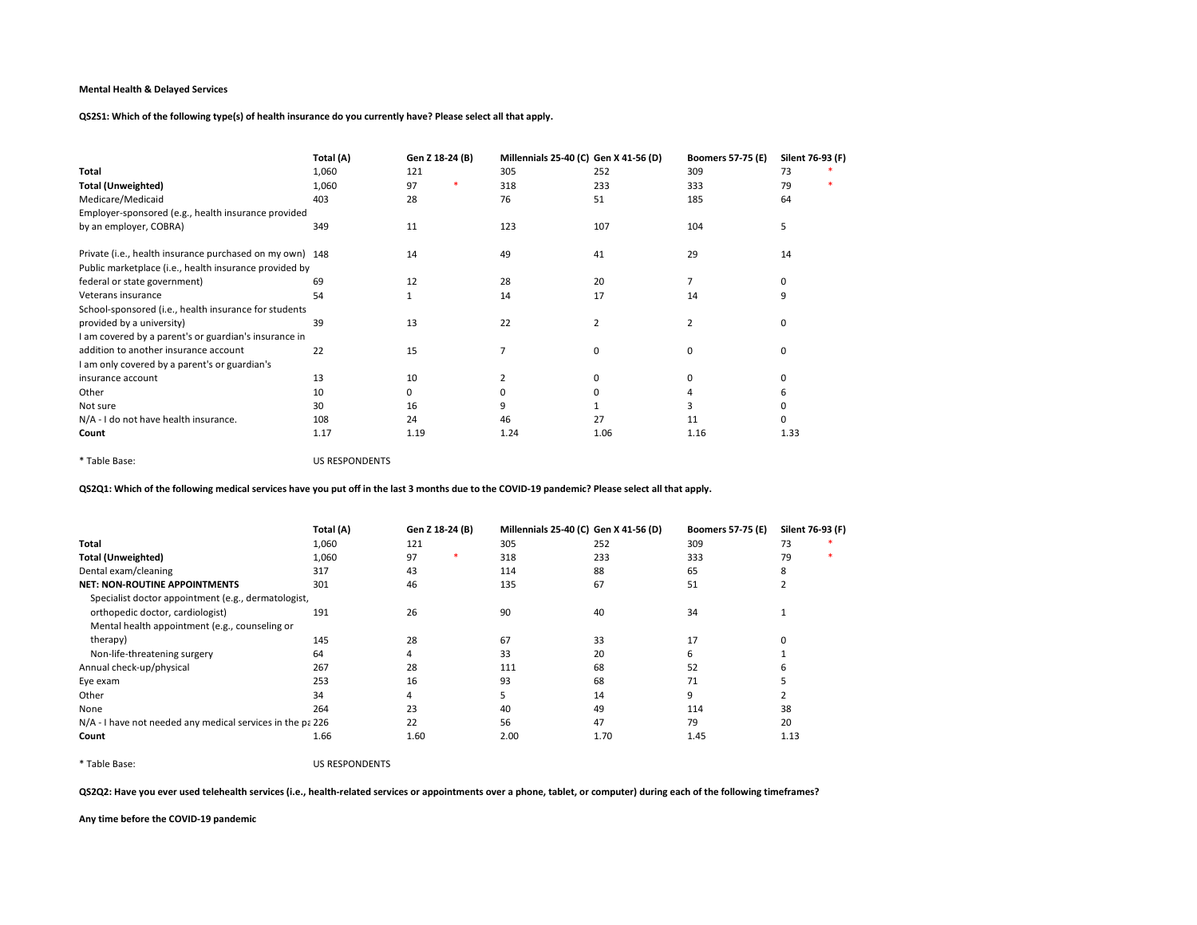**Mental Health & Delayed Services**

**QS2S1: Which of the following type(s) of health insurance do you currently have? Please select all that apply.**

| | Total (A) | Gen Z 18-24 (B) | Millennials 25-40 (C) | Gen X 41-56 (D) | Boomers 57-75 (E) | Silent 76-93 (F) |
|---|---|---|---|---|---|---|
| **Total** | 1,060 | 121 | 305 | 252 | 309 | 73 * |
| **Total (Unweighted)** | 1,060 | 97 * | 318 | 233 | 333 | 79 * |
| Medicare/Medicaid | 403 | 28 | 76 | 51 | 185 | 64 |
| Employer-sponsored (e.g., health insurance provided by an employer, COBRA) | 349 | 11 | 123 | 107 | 104 | 5 |
| Private (i.e., health insurance purchased on my own) | 148 | 14 | 49 | 41 | 29 | 14 |
| Public marketplace (i.e., health insurance provided by federal or state government) | 69 | 12 | 28 | 20 | 7 | 0 |
| Veterans insurance | 54 | 1 | 14 | 17 | 14 | 9 |
| School-sponsored (i.e., health insurance for students provided by a university) | 39 | 13 | 22 | 2 | 2 | 0 |
| I am covered by a parent's or guardian's insurance in addition to another insurance account | 22 | 15 | 7 | 0 | 0 | 0 |
| I am only covered by a parent's or guardian's insurance account | 13 | 10 | 2 | 0 | 0 | 0 |
| Other | 10 | 0 | 0 | 0 | 4 | 6 |
| Not sure | 30 | 16 | 9 | 1 | 3 | 0 |
| N/A - I do not have health insurance. | 108 | 24 | 46 | 27 | 11 | 0 |
| **Count** | 1.17 | 1.19 | 1.24 | 1.06 | 1.16 | 1.33 |

* Table Base: US RESPONDENTS

**QS2Q1: Which of the following medical services have you put off in the last 3 months due to the COVID-19 pandemic? Please select all that apply.**

| | Total (A) | Gen Z 18-24 (B) | Millennials 25-40 (C) | Gen X 41-56 (D) | Boomers 57-75 (E) | Silent 76-93 (F) |
|---|---|---|---|---|---|---|
| **Total** | 1,060 | 121 | 305 | 252 | 309 | 73 * |
| **Total (Unweighted)** | 1,060 | 97 * | 318 | 233 | 333 | 79 * |
| Dental exam/cleaning | 317 | 43 | 114 | 88 | 65 | 8 |
| **NET: NON-ROUTINE APPOINTMENTS** | 301 | 46 | 135 | 67 | 51 | 2 |
| Specialist doctor appointment (e.g., dermatologist, orthopedic doctor, cardiologist) | 191 | 26 | 90 | 40 | 34 | 1 |
| Mental health appointment (e.g., counseling or therapy) | 145 | 28 | 67 | 33 | 17 | 0 |
| Non-life-threatening surgery | 64 | 4 | 33 | 20 | 6 | 1 |
| Annual check-up/physical | 267 | 28 | 111 | 68 | 52 | 6 |
| Eye exam | 253 | 16 | 93 | 68 | 71 | 5 |
| Other | 34 | 4 | 5 | 14 | 9 | 2 |
| None | 264 | 23 | 40 | 49 | 114 | 38 |
| N/A - I have not needed any medical services in the pa | 226 | 22 | 56 | 47 | 79 | 20 |
| **Count** | 1.66 | 1.60 | 2.00 | 1.70 | 1.45 | 1.13 |

* Table Base: US RESPONDENTS

**QS2Q2: Have you ever used telehealth services (i.e., health-related services or appointments over a phone, tablet, or computer) during each of the following timeframes?**

**Any time before the COVID-19 pandemic**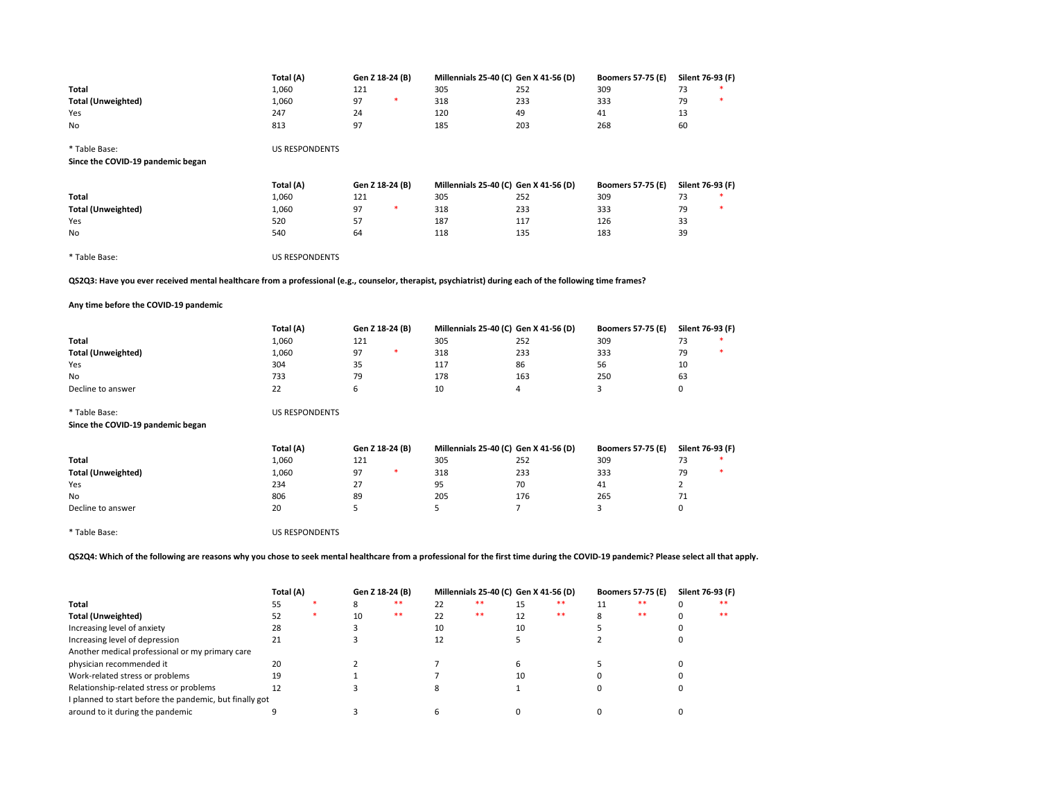| | Total (A) | | Gen Z 18-24 (B) | | Millennials 25-40 (C) | Gen X 41-56 (D) | Boomers 57-75 (E) | Silent 76-93 (F) | |
|---|---|---|---|---|---|---|---|---|---|
| **Total** | 1,060 | | 121 | | 305 | 252 | 309 | 73 | * |
| **Total (Unweighted)** | 1,060 | | 97 | * | 318 | 233 | 333 | 79 | * |
| Yes | 247 | | 24 | | 120 | 49 | 41 | 13 | |
| No | 813 | | 97 | | 185 | 203 | 268 | 60 | |

* Table Base: US RESPONDENTS

**Since the COVID-19 pandemic began**

| | Total (A) | | Gen Z 18-24 (B) | | Millennials 25-40 (C) | Gen X 41-56 (D) | Boomers 57-75 (E) | Silent 76-93 (F) | |
|---|---|---|---|---|---|---|---|---|---|
| **Total** | 1,060 | | 121 | | 305 | 252 | 309 | 73 | * |
| **Total (Unweighted)** | 1,060 | | 97 | * | 318 | 233 | 333 | 79 | * |
| Yes | 520 | | 57 | | 187 | 117 | 126 | 33 | |
| No | 540 | | 64 | | 118 | 135 | 183 | 39 | |

* Table Base: US RESPONDENTS

**QS2Q3: Have you ever received mental healthcare from a professional (e.g., counselor, therapist, psychiatrist) during each of the following time frames?**

**Any time before the COVID-19 pandemic**

| | Total (A) | | Gen Z 18-24 (B) | | Millennials 25-40 (C) | Gen X 41-56 (D) | Boomers 57-75 (E) | Silent 76-93 (F) | |
|---|---|---|---|---|---|---|---|---|---|
| **Total** | 1,060 | | 121 | | 305 | 252 | 309 | 73 | * |
| **Total (Unweighted)** | 1,060 | | 97 | * | 318 | 233 | 333 | 79 | * |
| Yes | 304 | | 35 | | 117 | 86 | 56 | 10 | |
| No | 733 | | 79 | | 178 | 163 | 250 | 63 | |
| Decline to answer | 22 | | 6 | | 10 | 4 | 3 | 0 | |

* Table Base: US RESPONDENTS

**Since the COVID-19 pandemic began**

| | Total (A) | | Gen Z 18-24 (B) | | Millennials 25-40 (C) | Gen X 41-56 (D) | Boomers 57-75 (E) | Silent 76-93 (F) | |
|---|---|---|---|---|---|---|---|---|---|
| **Total** | 1,060 | | 121 | | 305 | 252 | 309 | 73 | * |
| **Total (Unweighted)** | 1,060 | | 97 | * | 318 | 233 | 333 | 79 | * |
| Yes | 234 | | 27 | | 95 | 70 | 41 | 2 | |
| No | 806 | | 89 | | 205 | 176 | 265 | 71 | |
| Decline to answer | 20 | | 5 | | 5 | 7 | 3 | 0 | |

* Table Base: US RESPONDENTS

**QS2Q4: Which of the following are reasons why you chose to seek mental healthcare from a professional for the first time during the COVID-19 pandemic? Please select all that apply.**

| | Total (A) | | Gen Z 18-24 (B) | | Millennials 25-40 (C) | | Gen X 41-56 (D) | | Boomers 57-75 (E) | | Silent 76-93 (F) | |
|---|---|---|---|---|---|---|---|---|---|---|---|---|
| **Total** | 55 | * | 8 | ** | 22 | ** | 15 | ** | 11 | ** | 0 | ** |
| **Total (Unweighted)** | 52 | * | 10 | ** | 22 | ** | 12 | ** | 8 | ** | 0 | ** |
| Increasing level of anxiety | 28 | | 3 | | 10 | | 10 | | 5 | | 0 | |
| Increasing level of depression | 21 | | 3 | | 12 | | 5 | | 2 | | 0 | |
| Another medical professional or my primary care physician recommended it | 20 | | 2 | | 7 | | 6 | | 5 | | 0 | |
| Work-related stress or problems | 19 | | 1 | | 7 | | 10 | | 0 | | 0 | |
| Relationship-related stress or problems | 12 | | 3 | | 8 | | 1 | | 0 | | 0 | |
| I planned to start before the pandemic, but finally got around to it during the pandemic | 9 | | 3 | | 6 | | 0 | | 0 | | 0 | |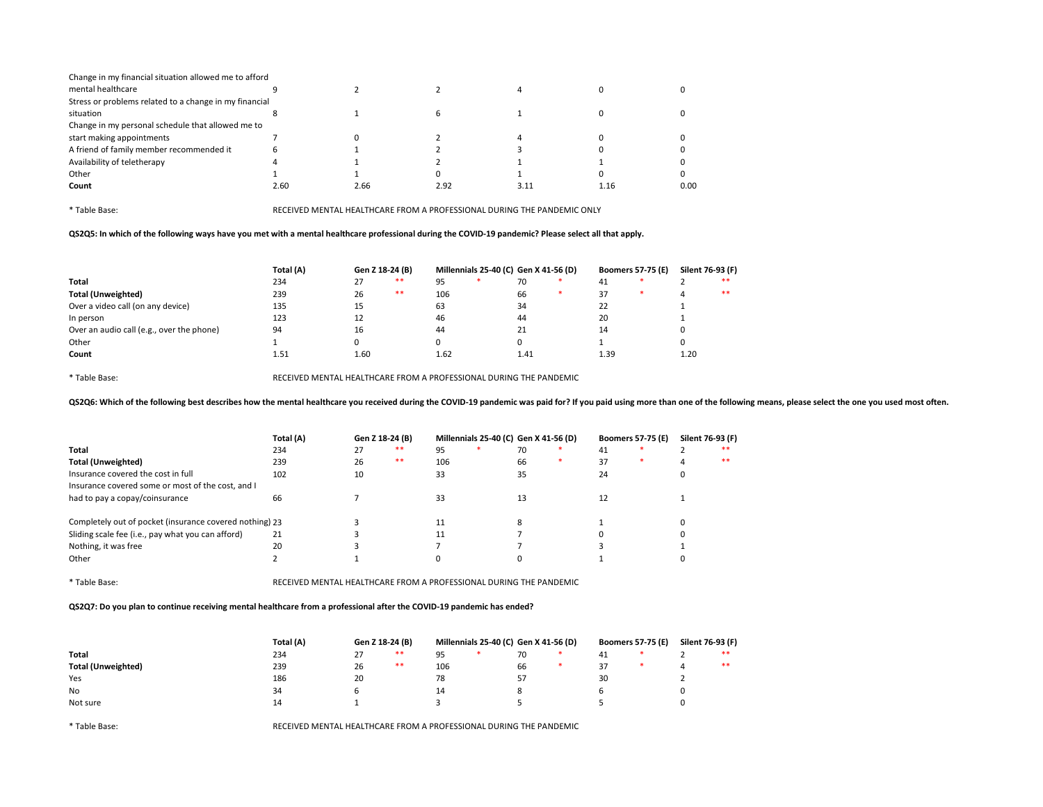| | | | | | | |
|---|---|---|---|---|---|---|
| Change in my financial situation allowed me to afford mental healthcare | 9 | 2 | 2 | 4 | 0 | 0 |
| Stress or problems related to a change in my financial situation | 8 | 1 | 6 | 1 | 0 | 0 |
| Change in my personal schedule that allowed me to start making appointments | 7 | 0 | 2 | 4 | 0 | 0 |
| A friend of family member recommended it | 6 | 1 | 2 | 3 | 0 | 0 |
| Availability of teletherapy | 4 | 1 | 2 | 1 | 1 | 0 |
| Other | 1 | 1 | 0 | 1 | 0 | 0 |
| **Count** | 2.60 | 2.66 | 2.92 | 3.11 | 1.16 | 0.00 |

* Table Base: RECEIVED MENTAL HEALTHCARE FROM A PROFESSIONAL DURING THE PANDEMIC ONLY

**QS2Q5: In which of the following ways have you met with a mental healthcare professional during the COVID-19 pandemic? Please select all that apply.**

| | Total (A) | Gen Z 18-24 (B) | | Millennials 25-40 (C) | | Gen X 41-56 (D) | | Boomers 57-75 (E) | | Silent 76-93 (F) | |
|---|---|---|---|---|---|---|---|---|---|---|---|
| **Total** | 234 | 27 | ** | 95 | * | 70 | * | 41 | * | 2 | ** |
| **Total (Unweighted)** | 239 | 26 | ** | 106 | | 66 | * | 37 | * | 4 | ** |
| Over a video call (on any device) | 135 | 15 | | 63 | | 34 | | 22 | | 1 | |
| In person | 123 | 12 | | 46 | | 44 | | 20 | | 1 | |
| Over an audio call (e.g., over the phone) | 94 | 16 | | 44 | | 21 | | 14 | | 0 | |
| Other | 1 | 0 | | 0 | | 0 | | 1 | | 0 | |
| **Count** | 1.51 | 1.60 | | 1.62 | | 1.41 | | 1.39 | | 1.20 | |

* Table Base: RECEIVED MENTAL HEALTHCARE FROM A PROFESSIONAL DURING THE PANDEMIC

**QS2Q6: Which of the following best describes how the mental healthcare you received during the COVID-19 pandemic was paid for? If you paid using more than one of the following means, please select the one you used most often.**

| | Total (A) | Gen Z 18-24 (B) | | Millennials 25-40 (C) | | Gen X 41-56 (D) | | Boomers 57-75 (E) | | Silent 76-93 (F) | |
|---|---|---|---|---|---|---|---|---|---|---|---|
| **Total** | 234 | 27 | ** | 95 | * | 70 | * | 41 | * | 2 | ** |
| **Total (Unweighted)** | 239 | 26 | ** | 106 | | 66 | * | 37 | * | 4 | ** |
| Insurance covered the cost in full | 102 | 10 | | 33 | | 35 | | 24 | | 0 | |
| Insurance covered some or most of the cost, and I had to pay a copay/coinsurance | 66 | 7 | | 33 | | 13 | | 12 | | 1 | |
| Completely out of pocket (insurance covered nothing) | 23 | 3 | | 11 | | 8 | | 1 | | 0 | |
| Sliding scale fee (i.e., pay what you can afford) | 21 | 3 | | 11 | | 7 | | 0 | | 0 | |
| Nothing, it was free | 20 | 3 | | 7 | | 7 | | 3 | | 1 | |
| Other | 2 | 1 | | 0 | | 0 | | 1 | | 0 | |

* Table Base: RECEIVED MENTAL HEALTHCARE FROM A PROFESSIONAL DURING THE PANDEMIC

**QS2Q7: Do you plan to continue receiving mental healthcare from a professional after the COVID-19 pandemic has ended?**

| | Total (A) | Gen Z 18-24 (B) | | Millennials 25-40 (C) | | Gen X 41-56 (D) | | Boomers 57-75 (E) | | Silent 76-93 (F) | |
|---|---|---|---|---|---|---|---|---|---|---|---|
| **Total** | 234 | 27 | ** | 95 | * | 70 | * | 41 | * | 2 | ** |
| **Total (Unweighted)** | 239 | 26 | ** | 106 | | 66 | * | 37 | * | 4 | ** |
| Yes | 186 | 20 | | 78 | | 57 | | 30 | | 2 | |
| No | 34 | 6 | | 14 | | 8 | | 6 | | 0 | |
| Not sure | 14 | 1 | | 3 | | 5 | | 5 | | 0 | |

* Table Base: RECEIVED MENTAL HEALTHCARE FROM A PROFESSIONAL DURING THE PANDEMIC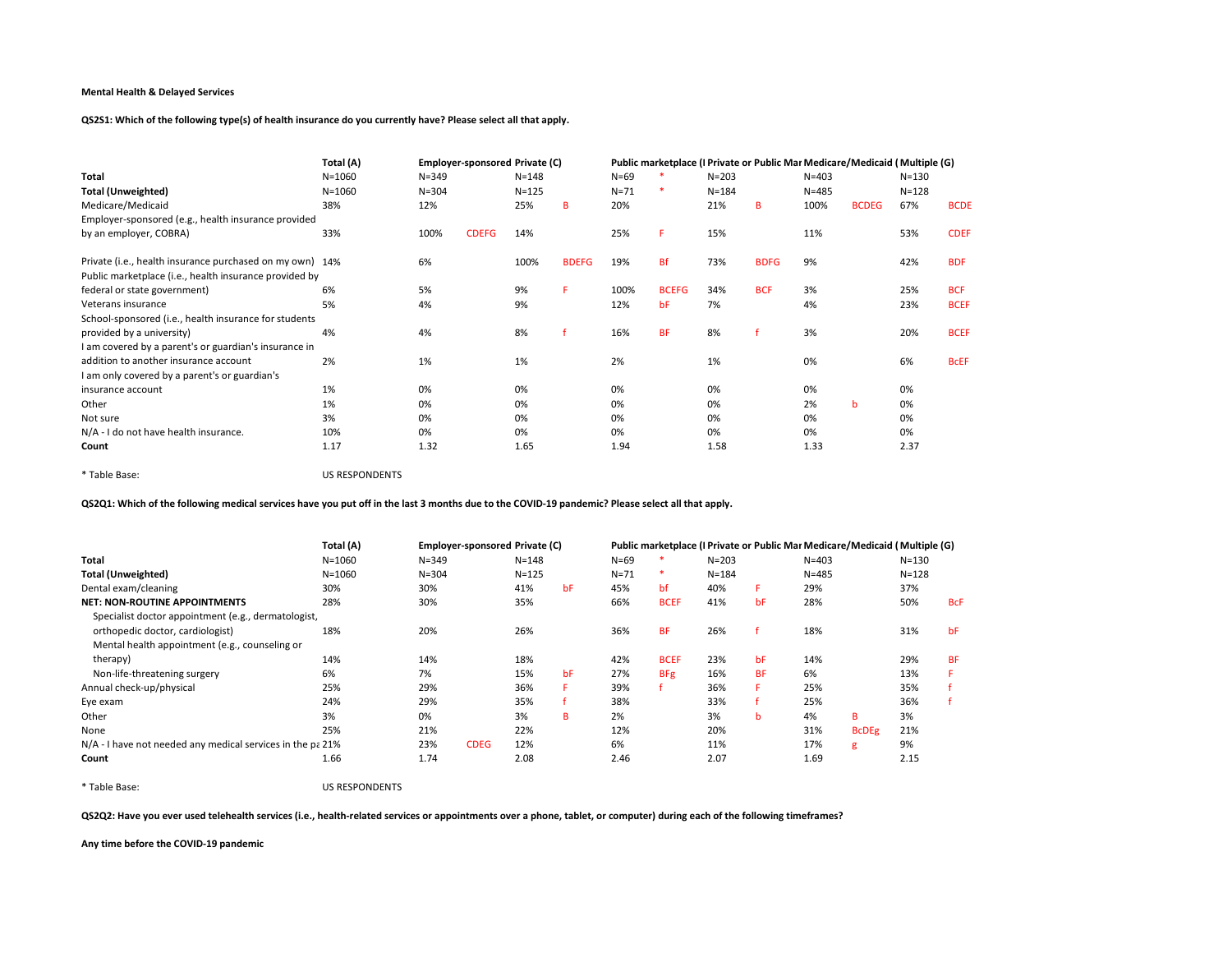**Mental Health & Delayed Services**

**QS2S1: Which of the following type(s) of health insurance do you currently have? Please select all that apply.**

| | Total (A) | Employer-sponsored (B) | | Private (C) | | Public marketplace (D) | | Private or Public Mar (E) | | Medicare/Medicaid (F) | | Multiple (G) | |
|---|---|---|---|---|---|---|---|---|---|---|---|---|---|
| **Total** | N=1060 | N=349 | | N=148 | | N=69 | * | N=203 | | N=403 | | N=130 | |
| **Total (Unweighted)** | N=1060 | N=304 | | N=125 | | N=71 | * | N=184 | | N=485 | | N=128 | |
| Medicare/Medicaid | 38% | 12% | | 25% | B | 20% | | 21% | B | 100% | BCDEG | 67% | BCDE |
| Employer-sponsored (e.g., health insurance provided by an employer, COBRA) | 33% | 100% | CDEFG | 14% | | 25% | F | 15% | | 11% | | 53% | CDEF |
| Private (i.e., health insurance purchased on my own) | 14% | 6% | | 100% | BDEFG | 19% | Bf | 73% | BDFG | 9% | | 42% | BDF |
| Public marketplace (i.e., health insurance provided by federal or state government) | 6% | 5% | | 9% | F | 100% | BCEFG | 34% | BCF | 3% | | 25% | BCF |
| Veterans insurance | 5% | 4% | | 9% | | 12% | bF | 7% | | 4% | | 23% | BCEF |
| School-sponsored (i.e., health insurance for students provided by a university) | 4% | 4% | | 8% | f | 16% | BF | 8% | f | 3% | | 20% | BCEF |
| I am covered by a parent's or guardian's insurance in addition to another insurance account | 2% | 1% | | 1% | | 2% | | 1% | | 0% | | 6% | BcEF |
| I am only covered by a parent's or guardian's insurance account | 1% | 0% | | 0% | | 0% | | 0% | | 0% | | 0% | |
| Other | 1% | 0% | | 0% | | 0% | | 0% | | 2% | b | 0% | |
| Not sure | 3% | 0% | | 0% | | 0% | | 0% | | 0% | | 0% | |
| N/A - I do not have health insurance. | 10% | 0% | | 0% | | 0% | | 0% | | 0% | | 0% | |
| **Count** | 1.17 | 1.32 | | 1.65 | | 1.94 | | 1.58 | | 1.33 | | 2.37 | |

\* Table Base: US RESPONDENTS

**QS2Q1: Which of the following medical services have you put off in the last 3 months due to the COVID-19 pandemic? Please select all that apply.**

| | Total (A) | Employer-sponsored (B) | | Private (C) | | Public marketplace (D) | | Private or Public Mar (E) | | Medicare/Medicaid (F) | | Multiple (G) | |
|---|---|---|---|---|---|---|---|---|---|---|---|---|---|
| **Total** | N=1060 | N=349 | | N=148 | | N=69 | * | N=203 | | N=403 | | N=130 | |
| **Total (Unweighted)** | N=1060 | N=304 | | N=125 | | N=71 | * | N=184 | | N=485 | | N=128 | |
| Dental exam/cleaning | 30% | 30% | | 41% | bF | 45% | bf | 40% | F | 29% | | 37% | |
| **NET: NON-ROUTINE APPOINTMENTS** | 28% | 30% | | 35% | | 66% | BCEF | 41% | bF | 28% | | 50% | BcF |
| Specialist doctor appointment (e.g., dermatologist, orthopedic doctor, cardiologist) | 18% | 20% | | 26% | | 36% | BF | 26% | f | 18% | | 31% | bF |
| Mental health appointment (e.g., counseling or therapy) | 14% | 14% | | 18% | | 42% | BCEF | 23% | bF | 14% | | 29% | BF |
| Non-life-threatening surgery | 6% | 7% | | 15% | bF | 27% | BFg | 16% | BF | 6% | | 13% | F |
| Annual check-up/physical | 25% | 29% | | 36% | F | 39% | f | 36% | F | 25% | | 35% | f |
| Eye exam | 24% | 29% | | 35% | f | 38% | | 33% | f | 25% | | 36% | f |
| Other | 3% | 0% | | 3% | B | 2% | | 3% | b | 4% | B | 3% | |
| None | 25% | 21% | | 22% | | 12% | | 20% | | 31% | BcDEg | 21% | |
| N/A - I have not needed any medical services in the pa | 21% | 23% | CDEG | 12% | | 6% | | 11% | | 17% | g | 9% | |
| **Count** | 1.66 | 1.74 | | 2.08 | | 2.46 | | 2.07 | | 1.69 | | 2.15 | |

\* Table Base: US RESPONDENTS

**QS2Q2: Have you ever used telehealth services (i.e., health-related services or appointments over a phone, tablet, or computer) during each of the following timeframes?**

**Any time before the COVID-19 pandemic**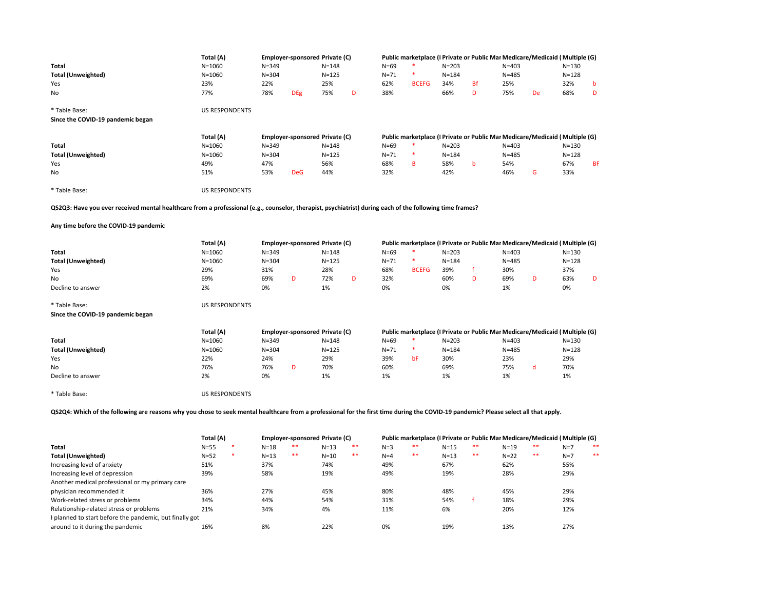| | Total (A) | | Employer-sponsored (B) | | Private (C) | | Public marketplace (D) | | Private or Public Marketplace (E) | | Medicare/Medicaid (F) | | Multiple (G) | |
|---|---|---|---|---|---|---|---|---|---|---|---|---|---|---|
| Total | N=1060 | | N=349 | | N=148 | | N=69 | * | N=203 | | N=403 | | N=130 | |
| Total (Unweighted) | N=1060 | | N=304 | | N=125 | | N=71 | * | N=184 | | N=485 | | N=128 | |
| Yes | 23% | | 22% | | 25% | | 62% | BCEFG | 34% | Bf | 25% | | 32% | b |
| No | 77% | | 78% | DEg | 75% | D | 38% | | 66% | D | 75% | De | 68% | D |

* Table Base: US RESPONDENTS

**Since the COVID-19 pandemic began**

| | Total (A) | | Employer-sponsored (B) | | Private (C) | | Public marketplace (D) | | Private or Public Marketplace (E) | | Medicare/Medicaid (F) | | Multiple (G) | |
|---|---|---|---|---|---|---|---|---|---|---|---|---|---|---|
| Total | N=1060 | | N=349 | | N=148 | | N=69 | * | N=203 | | N=403 | | N=130 | |
| Total (Unweighted) | N=1060 | | N=304 | | N=125 | | N=71 | * | N=184 | | N=485 | | N=128 | |
| Yes | 49% | | 47% | | 56% | | 68% | B | 58% | b | 54% | | 67% | BF |
| No | 51% | | 53% | DeG | 44% | | 32% | | 42% | | 46% | G | 33% | |

* Table Base: US RESPONDENTS

**QS2Q3: Have you ever received mental healthcare from a professional (e.g., counselor, therapist, psychiatrist) during each of the following time frames?**

**Any time before the COVID-19 pandemic**

| | Total (A) | | Employer-sponsored (B) | | Private (C) | | Public marketplace (D) | | Private or Public Marketplace (E) | | Medicare/Medicaid (F) | | Multiple (G) | |
|---|---|---|---|---|---|---|---|---|---|---|---|---|---|---|
| Total | N=1060 | | N=349 | | N=148 | | N=69 | * | N=203 | | N=403 | | N=130 | |
| Total (Unweighted) | N=1060 | | N=304 | | N=125 | | N=71 | * | N=184 | | N=485 | | N=128 | |
| Yes | 29% | | 31% | | 28% | | 68% | BCEFG | 39% | f | 30% | | 37% | |
| No | 69% | | 69% | D | 72% | D | 32% | | 60% | D | 69% | D | 63% | D |
| Decline to answer | 2% | | 0% | | 1% | | 0% | | 0% | | 1% | | 0% | |

* Table Base: US RESPONDENTS

**Since the COVID-19 pandemic began**

| | Total (A) | | Employer-sponsored (B) | | Private (C) | | Public marketplace (D) | | Private or Public Marketplace (E) | | Medicare/Medicaid (F) | | Multiple (G) | |
|---|---|---|---|---|---|---|---|---|---|---|---|---|---|---|
| Total | N=1060 | | N=349 | | N=148 | | N=69 | * | N=203 | | N=403 | | N=130 | |
| Total (Unweighted) | N=1060 | | N=304 | | N=125 | | N=71 | * | N=184 | | N=485 | | N=128 | |
| Yes | 22% | | 24% | | 29% | | 39% | bF | 30% | | 23% | | 29% | |
| No | 76% | | 76% | D | 70% | | 60% | | 69% | | 75% | d | 70% | |
| Decline to answer | 2% | | 0% | | 1% | | 1% | | 1% | | 1% | | 1% | |

* Table Base: US RESPONDENTS

**QS2Q4: Which of the following are reasons why you chose to seek mental healthcare from a professional for the first time during the COVID-19 pandemic? Please select all that apply.**

| | Total (A) | | Employer-sponsored (B) | | Private (C) | | Public marketplace (D) | | Private or Public Marketplace (E) | | Medicare/Medicaid (F) | | Multiple (G) | |
|---|---|---|---|---|---|---|---|---|---|---|---|---|---|---|
| Total | N=55 | * | N=18 | ** | N=13 | ** | N=3 | ** | N=15 | ** | N=19 | ** | N=7 | ** |
| Total (Unweighted) | N=52 | * | N=13 | ** | N=10 | ** | N=4 | ** | N=13 | ** | N=22 | ** | N=7 | ** |
| Increasing level of anxiety | 51% | | 37% | | 74% | | 49% | | 67% | | 62% | | 55% | |
| Increasing level of depression | 39% | | 58% | | 19% | | 49% | | 19% | | 28% | | 29% | |
| Another medical professional or my primary care physician recommended it | 36% | | 27% | | 45% | | 80% | | 48% | | 45% | | 29% | |
| Work-related stress or problems | 34% | | 44% | | 54% | | 31% | | 54% | f | 18% | | 29% | |
| Relationship-related stress or problems | 21% | | 34% | | 4% | | 11% | | 6% | | 20% | | 12% | |
| I planned to start before the pandemic, but finally got around to it during the pandemic | 16% | | 8% | | 22% | | 0% | | 19% | | 13% | | 27% | |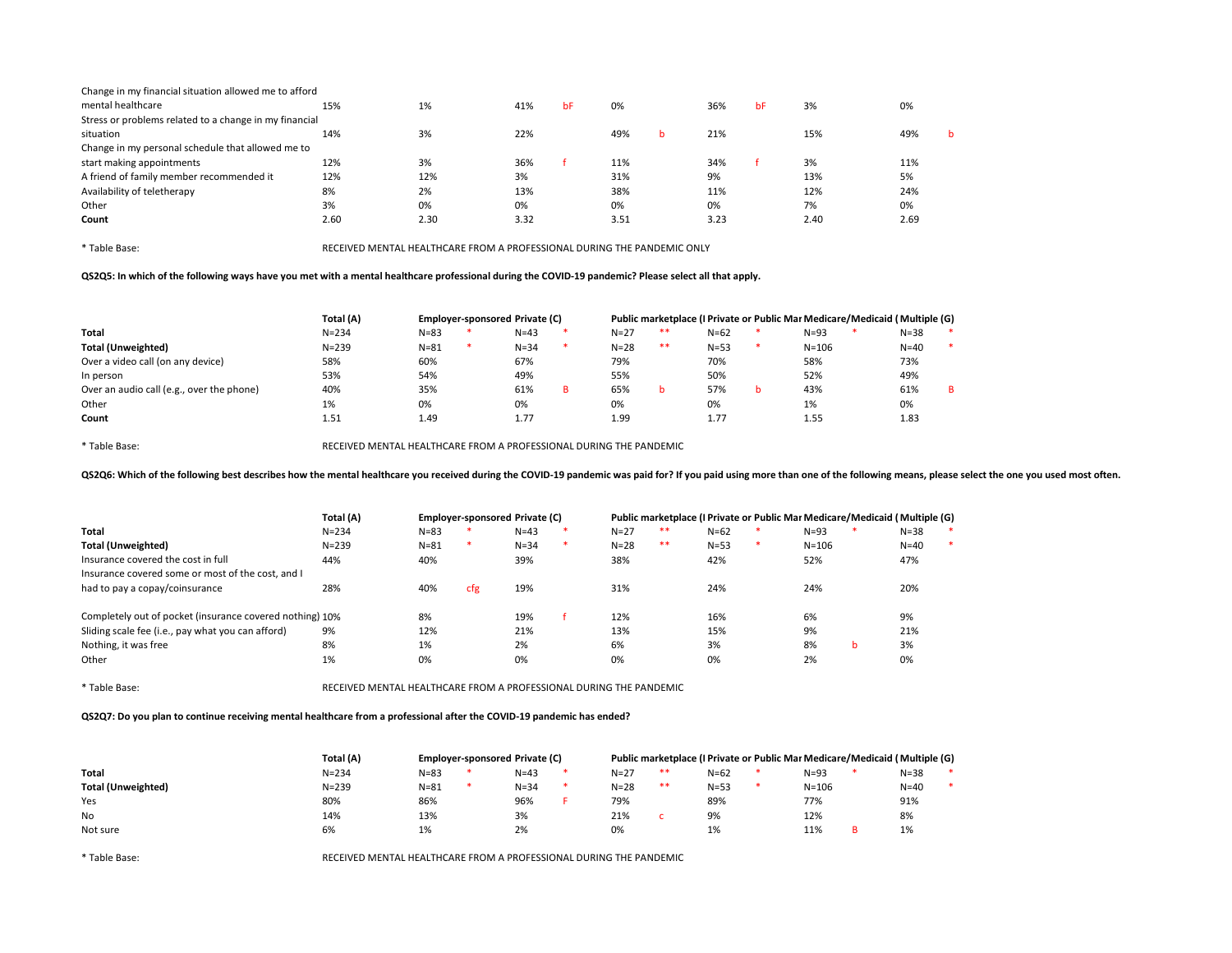| | | | | | | | | | | | | | |
|---|---|---|---|---|---|---|---|---|---|---|---|---|---|
| Change in my financial situation allowed me to afford mental healthcare | 15% | 1% | | 41% | bF | 0% | | 36% | bF | 3% | | 0% | |
| Stress or problems related to a change in my financial situation | 14% | 3% | | 22% | | 49% | b | 21% | | 15% | | 49% | b |
| Change in my personal schedule that allowed me to start making appointments | 12% | 3% | | 36% | f | 11% | | 34% | f | 3% | | 11% | |
| A friend of family member recommended it | 12% | 12% | | 3% | | 31% | | 9% | | 13% | | 5% | |
| Availability of teletherapy | 8% | 2% | | 13% | | 38% | | 11% | | 12% | | 24% | |
| Other | 3% | 0% | | 0% | | 0% | | 0% | | 7% | | 0% | |
| **Count** | 2.60 | 2.30 | | 3.32 | | 3.51 | | 3.23 | | 2.40 | | 2.69 | |

* Table Base: RECEIVED MENTAL HEALTHCARE FROM A PROFESSIONAL DURING THE PANDEMIC ONLY

**QS2Q5: In which of the following ways have you met with a mental healthcare professional during the COVID-19 pandemic? Please select all that apply.**

| | Total (A) | Employer-sponsored | | Private (C) | | Public marketplace (I | | Private or Public Mar | | Medicare/Medicaid ( | | Multiple (G) | |
|---|---|---|---|---|---|---|---|---|---|---|---|---|---|
| **Total** | N=234 | N=83 | * | N=43 | * | N=27 | ** | N=62 | * | N=93 | * | N=38 | * |
| **Total (Unweighted)** | N=239 | N=81 | * | N=34 | * | N=28 | ** | N=53 | * | N=106 | | N=40 | * |
| Over a video call (on any device) | 58% | 60% | | 67% | | 79% | | 70% | | 58% | | 73% | |
| In person | 53% | 54% | | 49% | | 55% | | 50% | | 52% | | 49% | |
| Over an audio call (e.g., over the phone) | 40% | 35% | | 61% | B | 65% | b | 57% | b | 43% | | 61% | B |
| Other | 1% | 0% | | 0% | | 0% | | 0% | | 1% | | 0% | |
| **Count** | 1.51 | 1.49 | | 1.77 | | 1.99 | | 1.77 | | 1.55 | | 1.83 | |

* Table Base: RECEIVED MENTAL HEALTHCARE FROM A PROFESSIONAL DURING THE PANDEMIC

**QS2Q6: Which of the following best describes how the mental healthcare you received during the COVID-19 pandemic was paid for? If you paid using more than one of the following means, please select the one you used most often.**

| | Total (A) | Employer-sponsored | | Private (C) | | Public marketplace (I | | Private or Public Mar | | Medicare/Medicaid ( | | Multiple (G) | |
|---|---|---|---|---|---|---|---|---|---|---|---|---|---|
| **Total** | N=234 | N=83 | * | N=43 | * | N=27 | ** | N=62 | * | N=93 | * | N=38 | * |
| **Total (Unweighted)** | N=239 | N=81 | * | N=34 | * | N=28 | ** | N=53 | * | N=106 | | N=40 | * |
| Insurance covered the cost in full | 44% | 40% | | 39% | | 38% | | 42% | | 52% | | 47% | |
| Insurance covered some or most of the cost, and I had to pay a copay/coinsurance | 28% | 40% | cfg | 19% | | 31% | | 24% | | 24% | | 20% | |
| Completely out of pocket (insurance covered nothing) | 10% | 8% | | 19% | f | 12% | | 16% | | 6% | | 9% | |
| Sliding scale fee (i.e., pay what you can afford) | 9% | 12% | | 21% | | 13% | | 15% | | 9% | | 21% | |
| Nothing, it was free | 8% | 1% | | 2% | | 6% | | 3% | | 8% | b | 3% | |
| Other | 1% | 0% | | 0% | | 0% | | 0% | | 2% | | 0% | |

* Table Base: RECEIVED MENTAL HEALTHCARE FROM A PROFESSIONAL DURING THE PANDEMIC

**QS2Q7: Do you plan to continue receiving mental healthcare from a professional after the COVID-19 pandemic has ended?**

| | Total (A) | Employer-sponsored | | Private (C) | | Public marketplace (I | | Private or Public Mar | | Medicare/Medicaid ( | | Multiple (G) | |
|---|---|---|---|---|---|---|---|---|---|---|---|---|---|
| **Total** | N=234 | N=83 | * | N=43 | * | N=27 | ** | N=62 | * | N=93 | * | N=38 | * |
| **Total (Unweighted)** | N=239 | N=81 | * | N=34 | * | N=28 | ** | N=53 | * | N=106 | | N=40 | * |
| Yes | 80% | 86% | | 96% | F | 79% | | 89% | | 77% | | 91% | |
| No | 14% | 13% | | 3% | | 21% | c | 9% | | 12% | | 8% | |
| Not sure | 6% | 1% | | 2% | | 0% | | 1% | | 11% | B | 1% | |

* Table Base: RECEIVED MENTAL HEALTHCARE FROM A PROFESSIONAL DURING THE PANDEMIC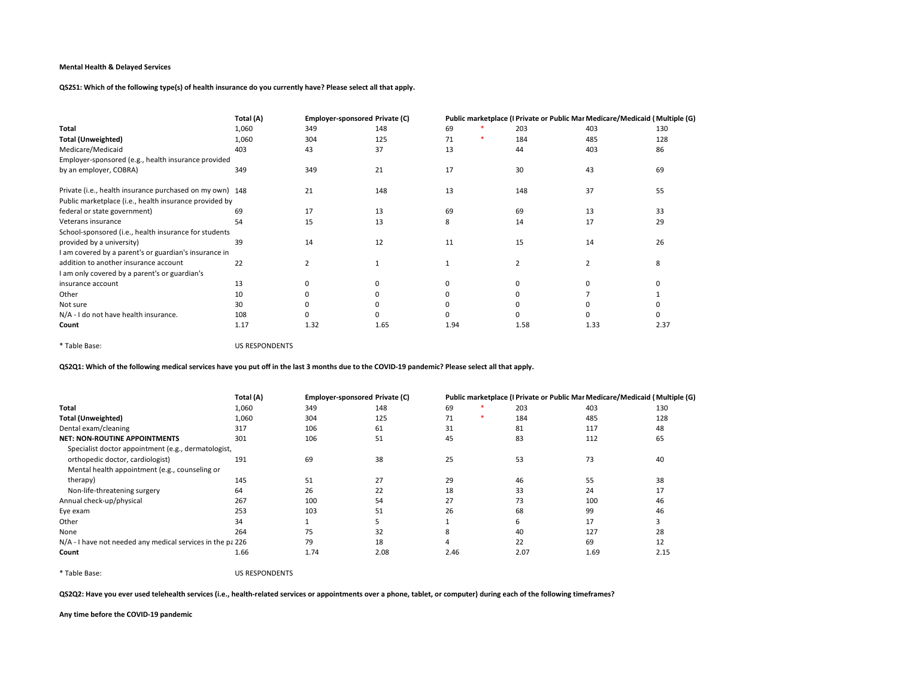**Mental Health & Delayed Services**

**QS2S1: Which of the following type(s) of health insurance do you currently have? Please select all that apply.**

| | Total (A) | Employer-sponsored | Private (C) | Public marketplace (I | | Private or Public Mar | Medicare/Medicaid ( | Multiple (G) |
|---|---|---|---|---|---|---|---|---|
| **Total** | 1,060 | 349 | 148 | 69 | * | 203 | 403 | 130 |
| **Total (Unweighted)** | 1,060 | 304 | 125 | 71 | * | 184 | 485 | 128 |
| Medicare/Medicaid | 403 | 43 | 37 | 13 | | 44 | 403 | 86 |
| Employer-sponsored (e.g., health insurance provided by an employer, COBRA) | 349 | 349 | 21 | 17 | | 30 | 43 | 69 |
| Private (i.e., health insurance purchased on my own) | 148 | 21 | 148 | 13 | | 148 | 37 | 55 |
| Public marketplace (i.e., health insurance provided by federal or state government) | 69 | 17 | 13 | 69 | | 69 | 13 | 33 |
| Veterans insurance | 54 | 15 | 13 | 8 | | 14 | 17 | 29 |
| School-sponsored (i.e., health insurance for students provided by a university) | 39 | 14 | 12 | 11 | | 15 | 14 | 26 |
| I am covered by a parent's or guardian's insurance in addition to another insurance account | 22 | 2 | 1 | 1 | | 2 | 2 | 8 |
| I am only covered by a parent's or guardian's insurance account | 13 | 0 | 0 | 0 | | 0 | 0 | 0 |
| Other | 10 | 0 | 0 | 0 | | 0 | 7 | 1 |
| Not sure | 30 | 0 | 0 | 0 | | 0 | 0 | 0 |
| N/A - I do not have health insurance. | 108 | 0 | 0 | 0 | | 0 | 0 | 0 |
| **Count** | 1.17 | 1.32 | 1.65 | 1.94 | | 1.58 | 1.33 | 2.37 |

* Table Base: US RESPONDENTS

**QS2Q1: Which of the following medical services have you put off in the last 3 months due to the COVID-19 pandemic? Please select all that apply.**

| | Total (A) | Employer-sponsored | Private (C) | Public marketplace (I | | Private or Public Mar | Medicare/Medicaid ( | Multiple (G) |
|---|---|---|---|---|---|---|---|---|
| **Total** | 1,060 | 349 | 148 | 69 | * | 203 | 403 | 130 |
| **Total (Unweighted)** | 1,060 | 304 | 125 | 71 | * | 184 | 485 | 128 |
| Dental exam/cleaning | 317 | 106 | 61 | 31 | | 81 | 117 | 48 |
| **NET: NON-ROUTINE APPOINTMENTS** | 301 | 106 | 51 | 45 | | 83 | 112 | 65 |
| Specialist doctor appointment (e.g., dermatologist, orthopedic doctor, cardiologist) | 191 | 69 | 38 | 25 | | 53 | 73 | 40 |
| Mental health appointment (e.g., counseling or therapy) | 145 | 51 | 27 | 29 | | 46 | 55 | 38 |
| Non-life-threatening surgery | 64 | 26 | 22 | 18 | | 33 | 24 | 17 |
| Annual check-up/physical | 267 | 100 | 54 | 27 | | 73 | 100 | 46 |
| Eye exam | 253 | 103 | 51 | 26 | | 68 | 99 | 46 |
| Other | 34 | 1 | 5 | 1 | | 6 | 17 | 3 |
| None | 264 | 75 | 32 | 8 | | 40 | 127 | 28 |
| N/A - I have not needed any medical services in the pa | 226 | 79 | 18 | 4 | | 22 | 69 | 12 |
| **Count** | 1.66 | 1.74 | 2.08 | 2.46 | | 2.07 | 1.69 | 2.15 |

* Table Base: US RESPONDENTS

**QS2Q2: Have you ever used telehealth services (i.e., health-related services or appointments over a phone, tablet, or computer) during each of the following timeframes?**

**Any time before the COVID-19 pandemic**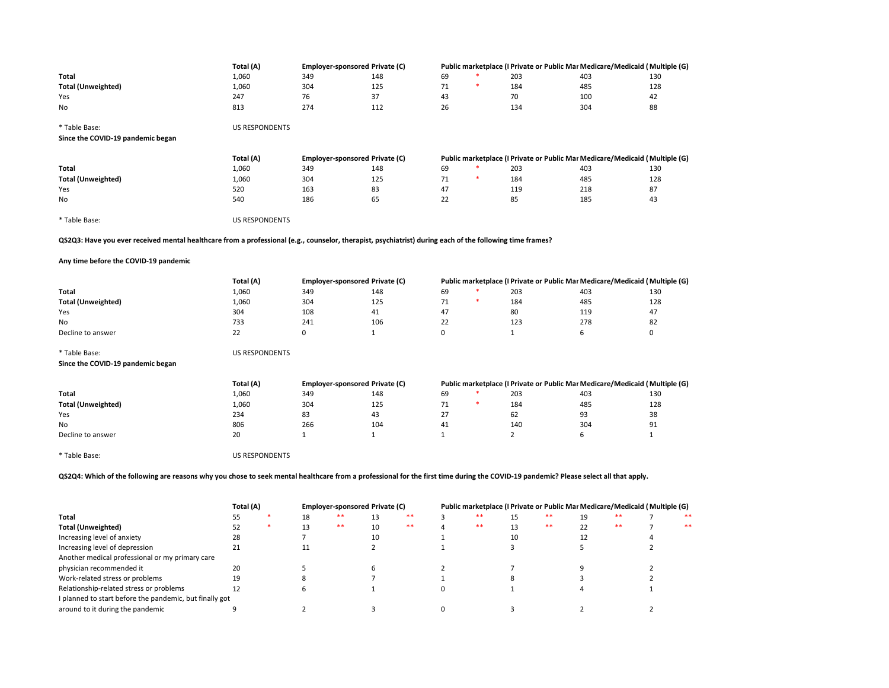| | Total (A) | | Employer-sponsored | Private (C) | | Public marketplace (I | | Private or Public Mar | Medicare/Medicaid ( | Multiple (G) |
|---|---|---|---|---|---|---|---|---|---|---|
| **Total** | 1,060 | | 349 | 148 | | 69 | * | 203 | 403 | 130 |
| **Total (Unweighted)** | 1,060 | | 304 | 125 | | 71 | * | 184 | 485 | 128 |
| Yes | 247 | | 76 | 37 | | 43 | | 70 | 100 | 42 |
| No | 813 | | 274 | 112 | | 26 | | 134 | 304 | 88 |

* Table Base: US RESPONDENTS

**Since the COVID-19 pandemic began**

| | Total (A) | | Employer-sponsored | Private (C) | | Public marketplace (I | | Private or Public Mar | Medicare/Medicaid ( | Multiple (G) |
|---|---|---|---|---|---|---|---|---|---|---|
| **Total** | 1,060 | | 349 | 148 | | 69 | * | 203 | 403 | 130 |
| **Total (Unweighted)** | 1,060 | | 304 | 125 | | 71 | * | 184 | 485 | 128 |
| Yes | 520 | | 163 | 83 | | 47 | | 119 | 218 | 87 |
| No | 540 | | 186 | 65 | | 22 | | 85 | 185 | 43 |

* Table Base: US RESPONDENTS

**QS2Q3: Have you ever received mental healthcare from a professional (e.g., counselor, therapist, psychiatrist) during each of the following time frames?**

**Any time before the COVID-19 pandemic**

| | Total (A) | | Employer-sponsored | Private (C) | | Public marketplace (I | | Private or Public Mar | Medicare/Medicaid ( | Multiple (G) |
|---|---|---|---|---|---|---|---|---|---|---|
| **Total** | 1,060 | | 349 | 148 | | 69 | * | 203 | 403 | 130 |
| **Total (Unweighted)** | 1,060 | | 304 | 125 | | 71 | * | 184 | 485 | 128 |
| Yes | 304 | | 108 | 41 | | 47 | | 80 | 119 | 47 |
| No | 733 | | 241 | 106 | | 22 | | 123 | 278 | 82 |
| Decline to answer | 22 | | 0 | 1 | | 0 | | 1 | 6 | 0 |

* Table Base: US RESPONDENTS

**Since the COVID-19 pandemic began**

| | Total (A) | | Employer-sponsored | Private (C) | | Public marketplace (I | | Private or Public Mar | Medicare/Medicaid ( | Multiple (G) |
|---|---|---|---|---|---|---|---|---|---|---|
| **Total** | 1,060 | | 349 | 148 | | 69 | * | 203 | 403 | 130 |
| **Total (Unweighted)** | 1,060 | | 304 | 125 | | 71 | * | 184 | 485 | 128 |
| Yes | 234 | | 83 | 43 | | 27 | | 62 | 93 | 38 |
| No | 806 | | 266 | 104 | | 41 | | 140 | 304 | 91 |
| Decline to answer | 20 | | 1 | 1 | | 1 | | 2 | 6 | 1 |

* Table Base: US RESPONDENTS

**QS2Q4: Which of the following are reasons why you chose to seek mental healthcare from a professional for the first time during the COVID-19 pandemic? Please select all that apply.**

| | Total (A) | | Employer-sponsored | | Private (C) | | Public marketplace (I | | Private or Public Mar | | Medicare/Medicaid ( | | Multiple (G) | |
|---|---|---|---|---|---|---|---|---|---|---|---|---|---|---|
| **Total** | 55 | * | 18 | ** | 13 | ** | 3 | ** | 15 | ** | 19 | ** | 7 | ** |
| **Total (Unweighted)** | 52 | * | 13 | ** | 10 | ** | 4 | ** | 13 | ** | 22 | ** | 7 | ** |
| Increasing level of anxiety | 28 | | 7 | | 10 | | 1 | | 10 | | 12 | | 4 | |
| Increasing level of depression | 21 | | 11 | | 2 | | 1 | | 3 | | 5 | | 2 | |
| Another medical professional or my primary care physician recommended it | 20 | | 5 | | 6 | | 2 | | 7 | | 9 | | 2 | |
| Work-related stress or problems | 19 | | 8 | | 7 | | 1 | | 8 | | 3 | | 2 | |
| Relationship-related stress or problems | 12 | | 6 | | 1 | | 0 | | 1 | | 4 | | 1 | |
| I planned to start before the pandemic, but finally got around to it during the pandemic | 9 | | 2 | | 3 | | 0 | | 3 | | 2 | | 2 | |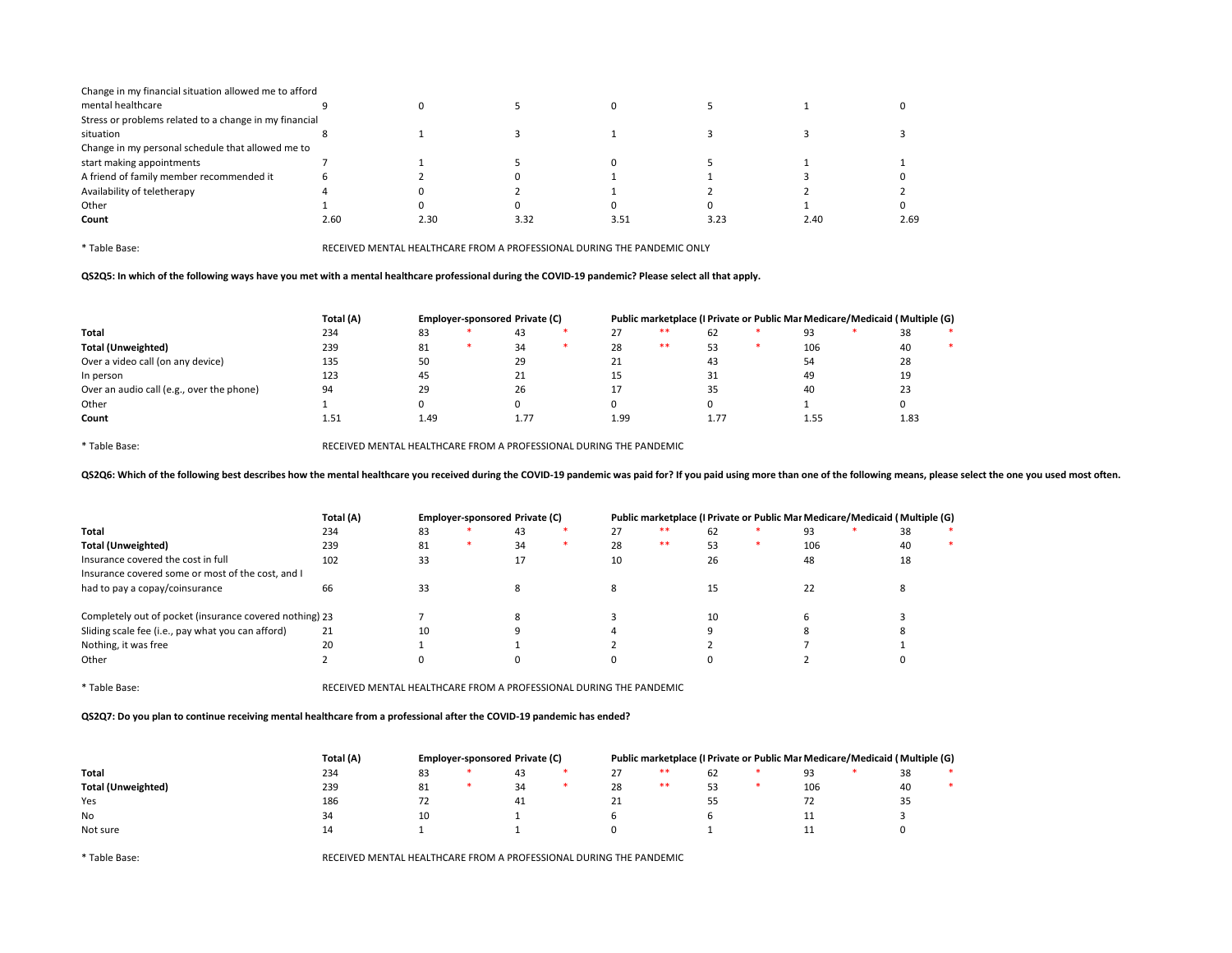| | | | | | | | |
|---|---|---|---|---|---|---|---|
| Change in my financial situation allowed me to afford mental healthcare | 9 | 0 | 5 | 0 | 5 | 1 | 0 |
| Stress or problems related to a change in my financial situation | 8 | 1 | 3 | 1 | 3 | 3 | 3 |
| Change in my personal schedule that allowed me to start making appointments | 7 | 1 | 5 | 0 | 5 | 1 | 1 |
| A friend of family member recommended it | 6 | 2 | 0 | 1 | 1 | 3 | 0 |
| Availability of teletherapy | 4 | 0 | 2 | 1 | 2 | 2 | 2 |
| Other | 1 | 0 | 0 | 0 | 0 | 1 | 0 |
| **Count** | 2.60 | 2.30 | 3.32 | 3.51 | 3.23 | 2.40 | 2.69 |

* Table Base: RECEIVED MENTAL HEALTHCARE FROM A PROFESSIONAL DURING THE PANDEMIC ONLY

**QS2Q5: In which of the following ways have you met with a mental healthcare professional during the COVID-19 pandemic? Please select all that apply.**

| | Total (A) | Employer-sponsored | | Private (C) | | Public marketplace (I | | Private or Public Mar | | Medicare/Medicaid ( | | Multiple (G) | |
|---|---|---|---|---|---|---|---|---|---|---|---|---|---|
| **Total** | 234 | 83 | * | 43 | * | 27 | ** | 62 | * | 93 | * | 38 | * |
| **Total (Unweighted)** | 239 | 81 | * | 34 | * | 28 | ** | 53 | * | 106 | | 40 | * |
| Over a video call (on any device) | 135 | 50 | | 29 | | 21 | | 43 | | 54 | | 28 | |
| In person | 123 | 45 | | 21 | | 15 | | 31 | | 49 | | 19 | |
| Over an audio call (e.g., over the phone) | 94 | 29 | | 26 | | 17 | | 35 | | 40 | | 23 | |
| Other | 1 | 0 | | 0 | | 0 | | 0 | | 1 | | 0 | |
| **Count** | 1.51 | 1.49 | | 1.77 | | 1.99 | | 1.77 | | 1.55 | | 1.83 | |

* Table Base: RECEIVED MENTAL HEALTHCARE FROM A PROFESSIONAL DURING THE PANDEMIC

**QS2Q6: Which of the following best describes how the mental healthcare you received during the COVID-19 pandemic was paid for? If you paid using more than one of the following means, please select the one you used most often.**

| | Total (A) | Employer-sponsored | | Private (C) | | Public marketplace (I | | Private or Public Mar | | Medicare/Medicaid ( | | Multiple (G) | |
|---|---|---|---|---|---|---|---|---|---|---|---|---|---|
| **Total** | 234 | 83 | * | 43 | * | 27 | ** | 62 | * | 93 | * | 38 | * |
| **Total (Unweighted)** | 239 | 81 | * | 34 | * | 28 | ** | 53 | * | 106 | | 40 | * |
| Insurance covered the cost in full | 102 | 33 | | 17 | | 10 | | 26 | | 48 | | 18 | |
| Insurance covered some or most of the cost, and I had to pay a copay/coinsurance | 66 | 33 | | 8 | | 8 | | 15 | | 22 | | 8 | |
| Completely out of pocket (insurance covered nothing) | 23 | 7 | | 8 | | 3 | | 10 | | 6 | | 3 | |
| Sliding scale fee (i.e., pay what you can afford) | 21 | 10 | | 9 | | 4 | | 9 | | 8 | | 8 | |
| Nothing, it was free | 20 | 1 | | 1 | | 2 | | 2 | | 7 | | 1 | |
| Other | 2 | 0 | | 0 | | 0 | | 0 | | 2 | | 0 | |

* Table Base: RECEIVED MENTAL HEALTHCARE FROM A PROFESSIONAL DURING THE PANDEMIC

**QS2Q7: Do you plan to continue receiving mental healthcare from a professional after the COVID-19 pandemic has ended?**

| | Total (A) | Employer-sponsored | | Private (C) | | Public marketplace (I | | Private or Public Mar | | Medicare/Medicaid ( | | Multiple (G) | |
|---|---|---|---|---|---|---|---|---|---|---|---|---|---|
| **Total** | 234 | 83 | * | 43 | * | 27 | ** | 62 | * | 93 | * | 38 | * |
| **Total (Unweighted)** | 239 | 81 | * | 34 | * | 28 | ** | 53 | * | 106 | | 40 | * |
| Yes | 186 | 72 | | 41 | | 21 | | 55 | | 72 | | 35 | |
| No | 34 | 10 | | 1 | | 6 | | 6 | | 11 | | 3 | |
| Not sure | 14 | 1 | | 1 | | 0 | | 1 | | 11 | | 0 | |

* Table Base: RECEIVED MENTAL HEALTHCARE FROM A PROFESSIONAL DURING THE PANDEMIC